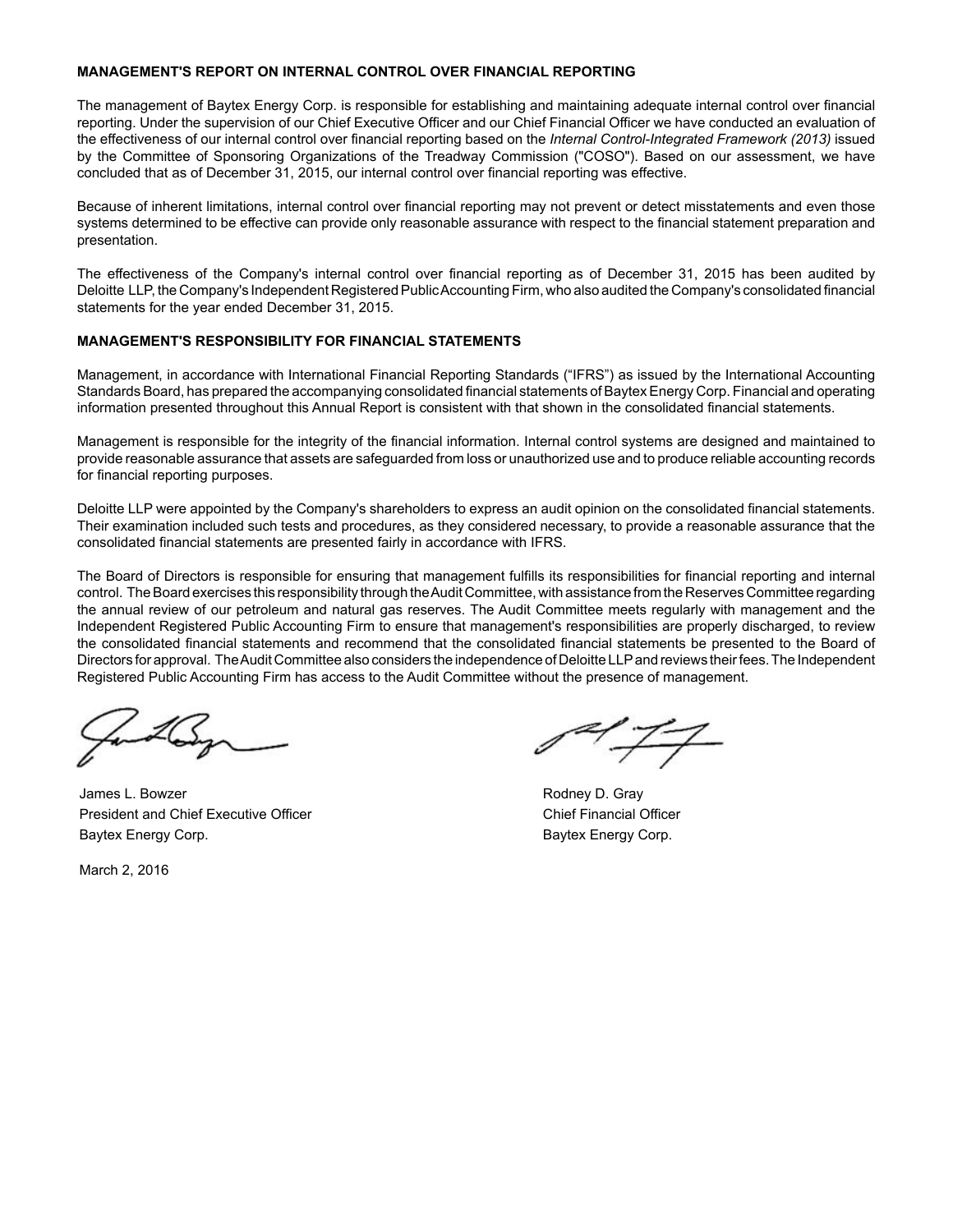## MANAGEMENT'S REPORT ON INTERNAL CONTROL OVER FINANCIAL REPORTING

The management of Baytex Energy Corp. is responsible for establishing and maintaining adequate internal control over financial reporting. Under the supervision of our Chief Executive Officer and our Chief Financial Officer we have conducted an evaluation of the effectiveness of our internal control over financial reporting based on the *Internal Control-Integrated Framework (2013)* issued by the Committee of Sponsoring Organizations of the Treadway Commission ("COSO"). Based on our assessment, we have concluded that as of December 31, 2015, our internal control over financial reporting was effective.

Because of inherent limitations, internal control over financial reporting may not prevent or detect misstatements and even those systems determined to be effective can provide only reasonable assurance with respect to the financial statement preparation and presentation.

The effectiveness of the Company's internal control over financial reporting as of December 31, 2015 has been audited by Deloitte LLP, the Company's Independent Registered Public Accounting Firm, who also audited the Company's consolidated financial statements for the year ended December 31, 2015.

## MANAGEMENT'S RESPONSIBILITY FOR FINANCIAL STATEMENTS

Management, in accordance with International Financial Reporting Standards ("IFRS") as issued by the International Accounting Standards Board, has prepared the accompanying consolidated financial statements of Baytex Energy Corp. Financial and operating information presented throughout this Annual Report is consistent with that shown in the consolidated financial statements.

Management is responsible for the integrity of the financial information. Internal control systems are designed and maintained to provide reasonable assurance that assets are safeguarded from loss or unauthorized use and to produce reliable accounting records for financial reporting purposes.

Deloitte LLP were appointed by the Company's shareholders to express an audit opinion on the consolidated financial statements. Their examination included such tests and procedures, as they considered necessary, to provide a reasonable assurance that the consolidated financial statements are presented fairly in accordance with IFRS.

The Board of Directors is responsible for ensuring that management fulfills its responsibilities for financial reporting and internal control. The Board exercises this responsibility through the Audit Committee, with assistance from the Reserves Committee regarding the annual review of our petroleum and natural gas reserves. The Audit Committee meets regularly with management and the Independent Registered Public Accounting Firm to ensure that management's responsibilities are properly discharged, to review the consolidated financial statements and recommend that the consolidated financial statements be presented to the Board of Directors for approval. The Audit Committee also considers the independence of Deloitte LLP and reviews their fees. The Independent Registered Public Accounting Firm has access to the Audit Committee without the presence of management.

James L. Bowzer
President and Chief Executive Officer
Baytex Energy Corp.

Rodney D. Gray
Chief Financial Officer
Baytex Energy Corp.

March 2, 2016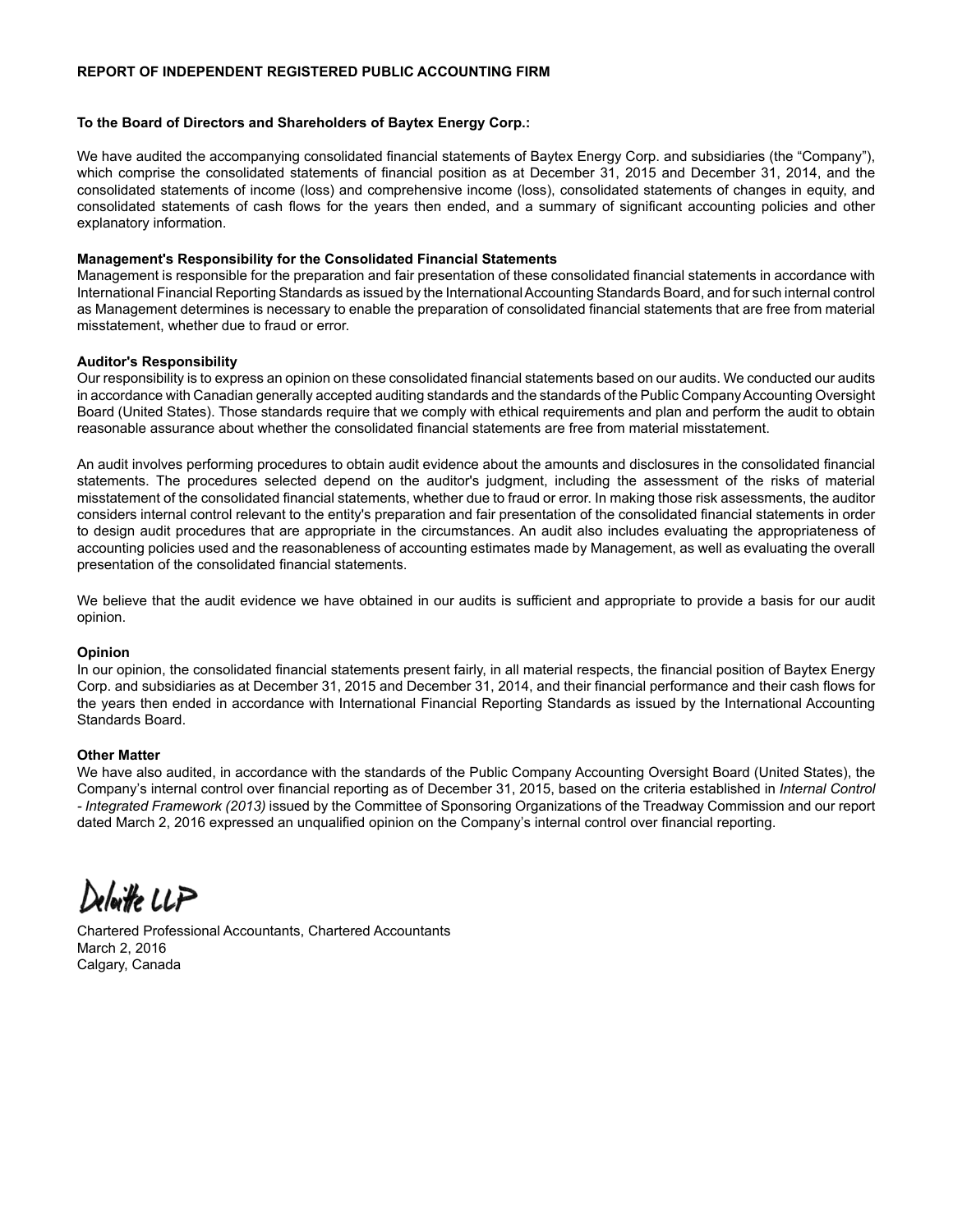**REPORT OF INDEPENDENT REGISTERED PUBLIC ACCOUNTING FIRM**

**To the Board of Directors and Shareholders of Baytex Energy Corp.:**

We have audited the accompanying consolidated financial statements of Baytex Energy Corp. and subsidiaries (the "Company"), which comprise the consolidated statements of financial position as at December 31, 2015 and December 31, 2014, and the consolidated statements of income (loss) and comprehensive income (loss), consolidated statements of changes in equity, and consolidated statements of cash flows for the years then ended, and a summary of significant accounting policies and other explanatory information.

**Management's Responsibility for the Consolidated Financial Statements**

Management is responsible for the preparation and fair presentation of these consolidated financial statements in accordance with International Financial Reporting Standards as issued by the International Accounting Standards Board, and for such internal control as Management determines is necessary to enable the preparation of consolidated financial statements that are free from material misstatement, whether due to fraud or error.

**Auditor's Responsibility**

Our responsibility is to express an opinion on these consolidated financial statements based on our audits. We conducted our audits in accordance with Canadian generally accepted auditing standards and the standards of the Public Company Accounting Oversight Board (United States). Those standards require that we comply with ethical requirements and plan and perform the audit to obtain reasonable assurance about whether the consolidated financial statements are free from material misstatement.

An audit involves performing procedures to obtain audit evidence about the amounts and disclosures in the consolidated financial statements. The procedures selected depend on the auditor's judgment, including the assessment of the risks of material misstatement of the consolidated financial statements, whether due to fraud or error. In making those risk assessments, the auditor considers internal control relevant to the entity's preparation and fair presentation of the consolidated financial statements in order to design audit procedures that are appropriate in the circumstances. An audit also includes evaluating the appropriateness of accounting policies used and the reasonableness of accounting estimates made by Management, as well as evaluating the overall presentation of the consolidated financial statements.

We believe that the audit evidence we have obtained in our audits is sufficient and appropriate to provide a basis for our audit opinion.

**Opinion**

In our opinion, the consolidated financial statements present fairly, in all material respects, the financial position of Baytex Energy Corp. and subsidiaries as at December 31, 2015 and December 31, 2014, and their financial performance and their cash flows for the years then ended in accordance with International Financial Reporting Standards as issued by the International Accounting Standards Board.

**Other Matter**

We have also audited, in accordance with the standards of the Public Company Accounting Oversight Board (United States), the Company's internal control over financial reporting as of December 31, 2015, based on the criteria established in *Internal Control - Integrated Framework (2013)* issued by the Committee of Sponsoring Organizations of the Treadway Commission and our report dated March 2, 2016 expressed an unqualified opinion on the Company's internal control over financial reporting.

Deloitte LLP

Chartered Professional Accountants, Chartered Accountants
March 2, 2016
Calgary, Canada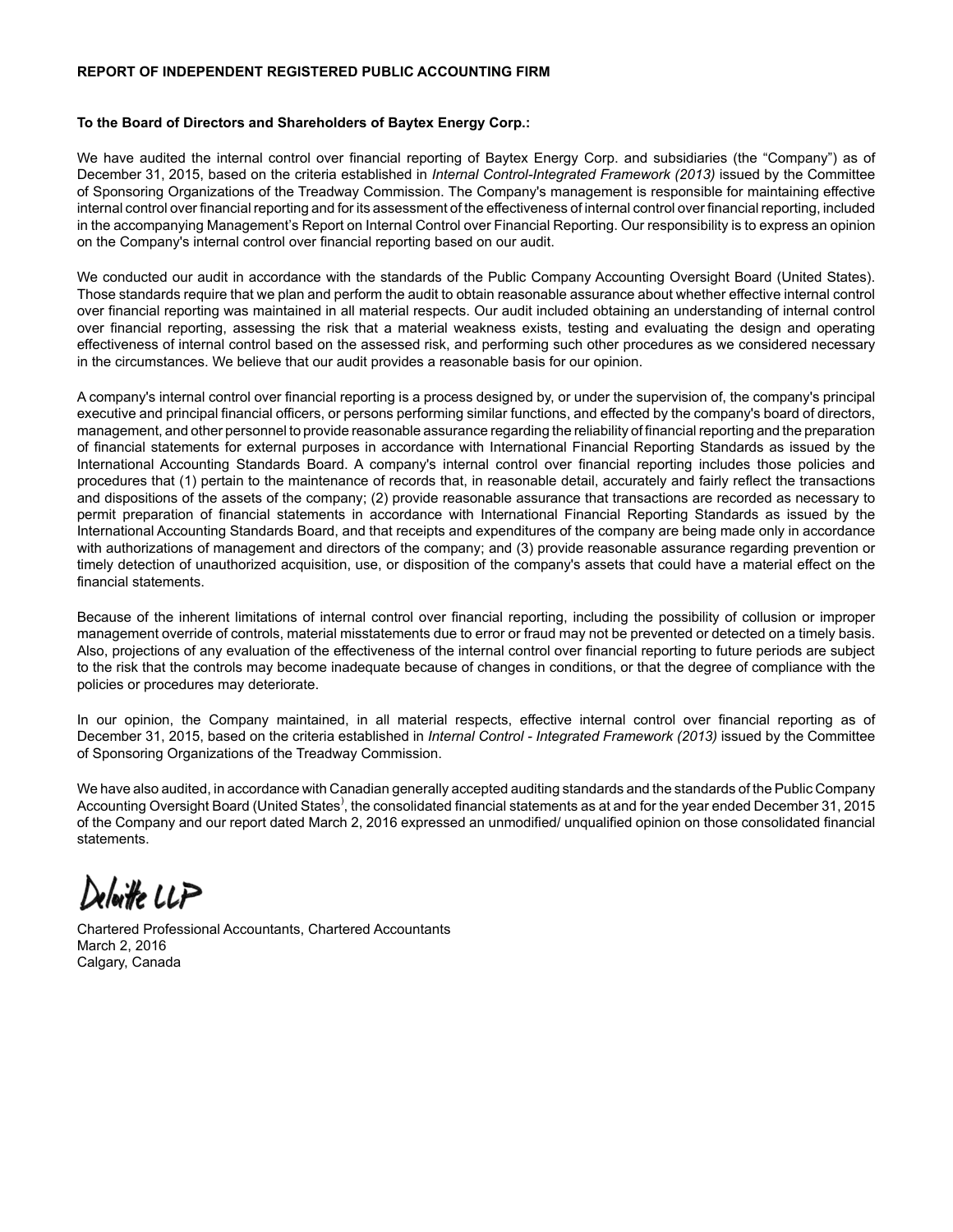**REPORT OF INDEPENDENT REGISTERED PUBLIC ACCOUNTING FIRM**

**To the Board of Directors and Shareholders of Baytex Energy Corp.:**

We have audited the internal control over financial reporting of Baytex Energy Corp. and subsidiaries (the "Company") as of December 31, 2015, based on the criteria established in *Internal Control-Integrated Framework (2013)* issued by the Committee of Sponsoring Organizations of the Treadway Commission. The Company's management is responsible for maintaining effective internal control over financial reporting and for its assessment of the effectiveness of internal control over financial reporting, included in the accompanying Management's Report on Internal Control over Financial Reporting. Our responsibility is to express an opinion on the Company's internal control over financial reporting based on our audit.

We conducted our audit in accordance with the standards of the Public Company Accounting Oversight Board (United States). Those standards require that we plan and perform the audit to obtain reasonable assurance about whether effective internal control over financial reporting was maintained in all material respects. Our audit included obtaining an understanding of internal control over financial reporting, assessing the risk that a material weakness exists, testing and evaluating the design and operating effectiveness of internal control based on the assessed risk, and performing such other procedures as we considered necessary in the circumstances. We believe that our audit provides a reasonable basis for our opinion.

A company's internal control over financial reporting is a process designed by, or under the supervision of, the company's principal executive and principal financial officers, or persons performing similar functions, and effected by the company's board of directors, management, and other personnel to provide reasonable assurance regarding the reliability of financial reporting and the preparation of financial statements for external purposes in accordance with International Financial Reporting Standards as issued by the International Accounting Standards Board. A company's internal control over financial reporting includes those policies and procedures that (1) pertain to the maintenance of records that, in reasonable detail, accurately and fairly reflect the transactions and dispositions of the assets of the company; (2) provide reasonable assurance that transactions are recorded as necessary to permit preparation of financial statements in accordance with International Financial Reporting Standards as issued by the International Accounting Standards Board, and that receipts and expenditures of the company are being made only in accordance with authorizations of management and directors of the company; and (3) provide reasonable assurance regarding prevention or timely detection of unauthorized acquisition, use, or disposition of the company's assets that could have a material effect on the financial statements.

Because of the inherent limitations of internal control over financial reporting, including the possibility of collusion or improper management override of controls, material misstatements due to error or fraud may not be prevented or detected on a timely basis. Also, projections of any evaluation of the effectiveness of the internal control over financial reporting to future periods are subject to the risk that the controls may become inadequate because of changes in conditions, or that the degree of compliance with the policies or procedures may deteriorate.

In our opinion, the Company maintained, in all material respects, effective internal control over financial reporting as of December 31, 2015, based on the criteria established in *Internal Control - Integrated Framework (2013)* issued by the Committee of Sponsoring Organizations of the Treadway Commission.

We have also audited, in accordance with Canadian generally accepted auditing standards and the standards of the Public Company Accounting Oversight Board (United States), the consolidated financial statements as at and for the year ended December 31, 2015 of the Company and our report dated March 2, 2016 expressed an unmodified/ unqualified opinion on those consolidated financial statements.

Deloitte LLP

Chartered Professional Accountants, Chartered Accountants
March 2, 2016
Calgary, Canada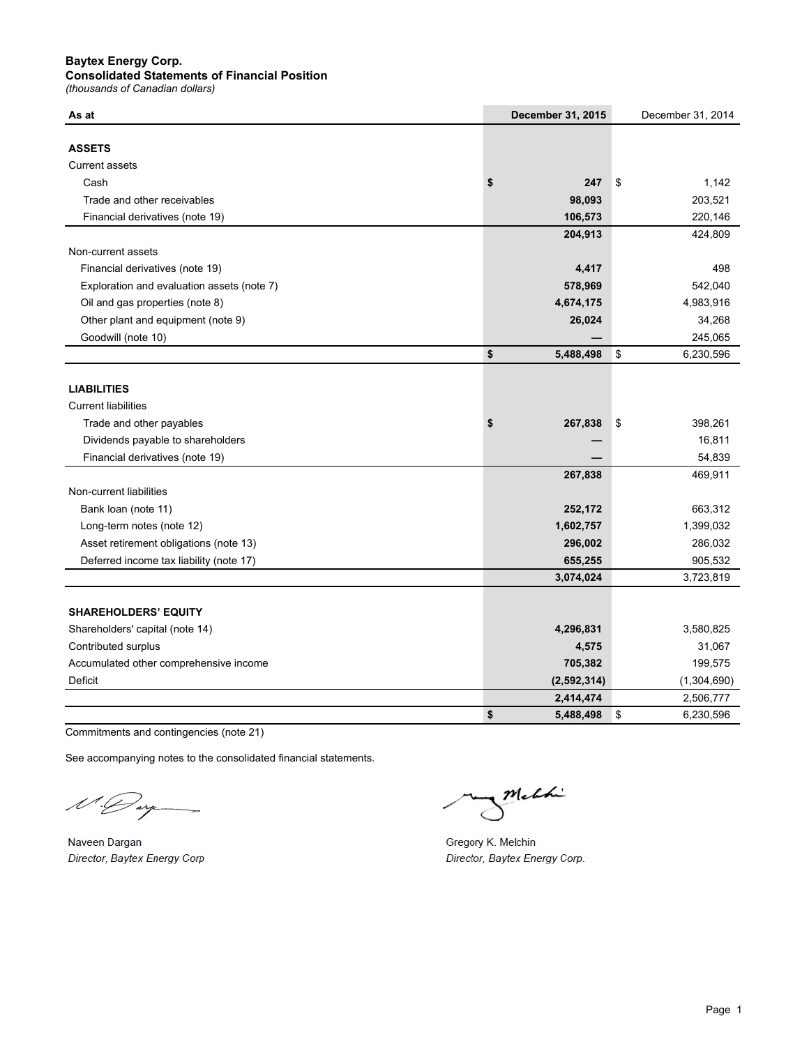**Baytex Energy Corp.**
**Consolidated Statements of Financial Position**
*(thousands of Canadian dollars)*

| As at | December 31, 2015 | December 31, 2014 |
|---|---|---|
| **ASSETS** | | |
| Current assets | | |
| Cash | $ 247 | $ 1,142 |
| Trade and other receivables | 98,093 | 203,521 |
| Financial derivatives (note 19) | 106,573 | 220,146 |
| | 204,913 | 424,809 |
| Non-current assets | | |
| Financial derivatives (note 19) | 4,417 | 498 |
| Exploration and evaluation assets (note 7) | 578,969 | 542,040 |
| Oil and gas properties (note 8) | 4,674,175 | 4,983,916 |
| Other plant and equipment (note 9) | 26,024 | 34,268 |
| Goodwill (note 10) | — | 245,065 |
| | $ 5,488,498 | $ 6,230,596 |
| **LIABILITIES** | | |
| Current liabilities | | |
| Trade and other payables | $ 267,838 | $ 398,261 |
| Dividends payable to shareholders | — | 16,811 |
| Financial derivatives (note 19) | — | 54,839 |
| | 267,838 | 469,911 |
| Non-current liabilities | | |
| Bank loan (note 11) | 252,172 | 663,312 |
| Long-term notes (note 12) | 1,602,757 | 1,399,032 |
| Asset retirement obligations (note 13) | 296,002 | 286,032 |
| Deferred income tax liability (note 17) | 655,255 | 905,532 |
| | 3,074,024 | 3,723,819 |
| **SHAREHOLDERS' EQUITY** | | |
| Shareholders' capital (note 14) | 4,296,831 | 3,580,825 |
| Contributed surplus | 4,575 | 31,067 |
| Accumulated other comprehensive income | 705,382 | 199,575 |
| Deficit | (2,592,314) | (1,304,690) |
| | 2,414,474 | 2,506,777 |
| | $ 5,488,498 | $ 6,230,596 |

Commitments and contingencies (note 21)

See accompanying notes to the consolidated financial statements.

Naveen Dargan
*Director, Baytex Energy Corp*

Gregory K. Melchin
*Director, Baytex Energy Corp.*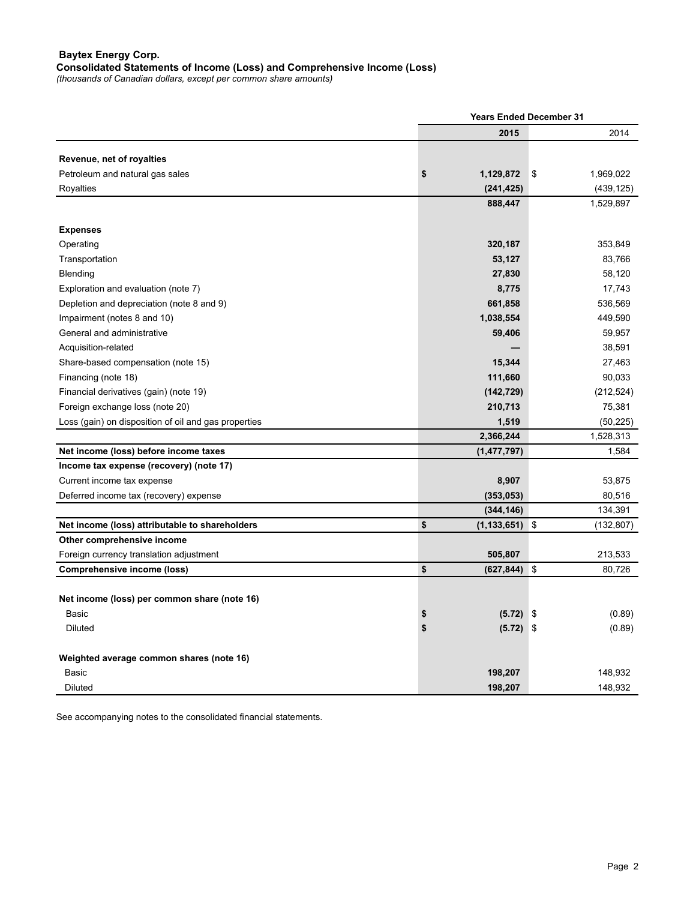**Baytex Energy Corp.**
**Consolidated Statements of Income (Loss) and Comprehensive Income (Loss)**
*(thousands of Canadian dollars, except per common share amounts)*

| | Years Ended December 31 | |
|---|---|---|
| | **2015** | 2014 |
| **Revenue, net of royalties** | | |
| Petroleum and natural gas sales | **$ 1,129,872** | $ 1,969,022 |
| Royalties | **(241,425)** | (439,125) |
| | **888,447** | 1,529,897 |
| **Expenses** | | |
| Operating | **320,187** | 353,849 |
| Transportation | **53,127** | 83,766 |
| Blending | **27,830** | 58,120 |
| Exploration and evaluation (note 7) | **8,775** | 17,743 |
| Depletion and depreciation (note 8 and 9) | **661,858** | 536,569 |
| Impairment (notes 8 and 10) | **1,038,554** | 449,590 |
| General and administrative | **59,406** | 59,957 |
| Acquisition-related | **—** | 38,591 |
| Share-based compensation (note 15) | **15,344** | 27,463 |
| Financing (note 18) | **111,660** | 90,033 |
| Financial derivatives (gain) (note 19) | **(142,729)** | (212,524) |
| Foreign exchange loss (note 20) | **210,713** | 75,381 |
| Loss (gain) on disposition of oil and gas properties | **1,519** | (50,225) |
| | **2,366,244** | 1,528,313 |
| **Net income (loss) before income taxes** | **(1,477,797)** | 1,584 |
| **Income tax expense (recovery) (note 17)** | | |
| Current income tax expense | **8,907** | 53,875 |
| Deferred income tax (recovery) expense | **(353,053)** | 80,516 |
| | **(344,146)** | 134,391 |
| **Net income (loss) attributable to shareholders** | **$ (1,133,651)** | $ (132,807) |
| **Other comprehensive income** | | |
| Foreign currency translation adjustment | **505,807** | 213,533 |
| **Comprehensive income (loss)** | **$ (627,844)** | $ 80,726 |
| | | |
| **Net income (loss) per common share (note 16)** | | |
| Basic | **$ (5.72)** | $ (0.89) |
| Diluted | **$ (5.72)** | $ (0.89) |
| | | |
| **Weighted average common shares (note 16)** | | |
| Basic | **198,207** | 148,932 |
| Diluted | **198,207** | 148,932 |

See accompanying notes to the consolidated financial statements.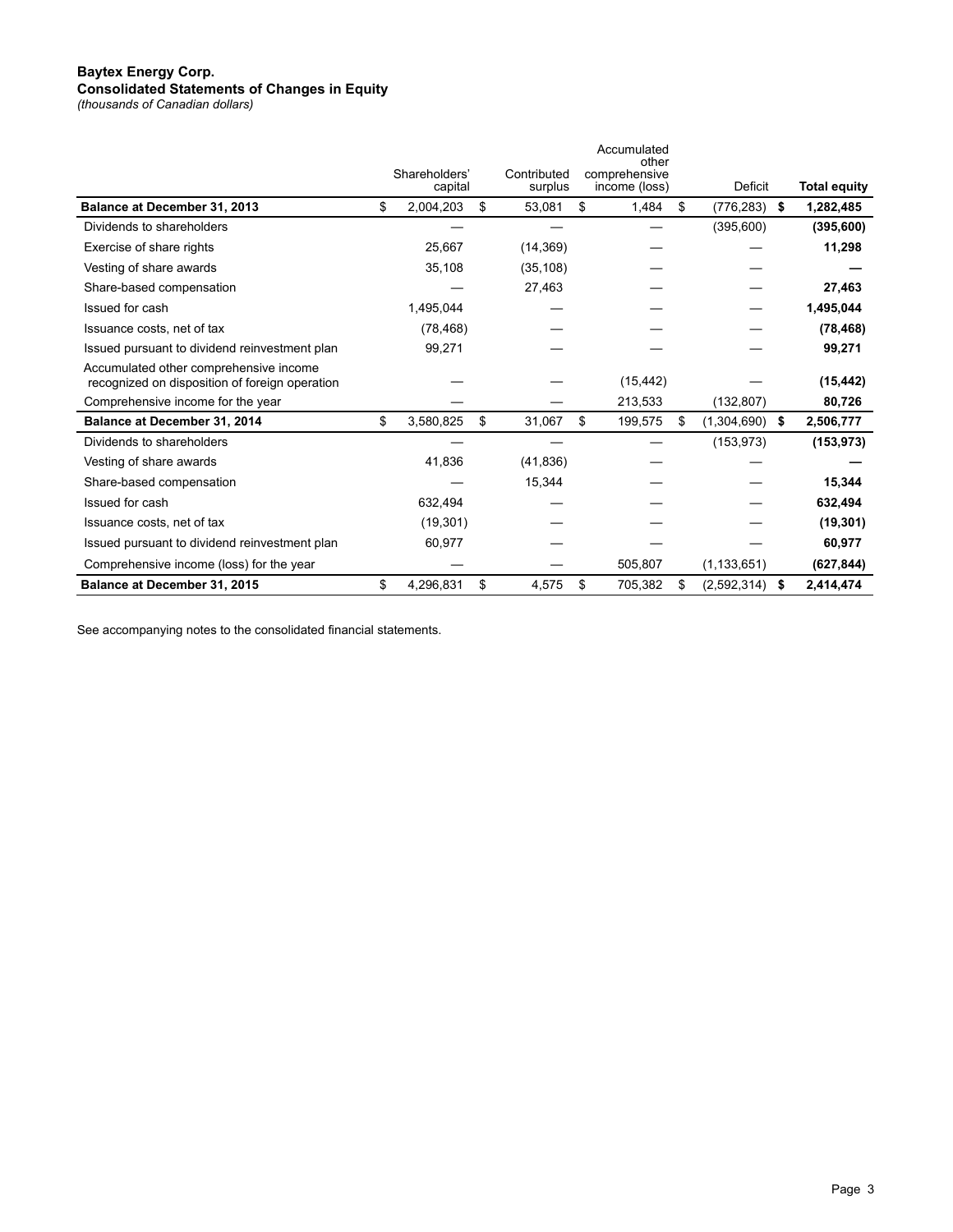**Baytex Energy Corp.**
**Consolidated Statements of Changes in Equity**
*(thousands of Canadian dollars)*

| | Shareholders' capital | Contributed surplus | Accumulated other comprehensive income (loss) | Deficit | Total equity |
|---|---|---|---|---|---|
| **Balance at December 31, 2013** | $ 2,004,203 | $ 53,081 | $ 1,484 | $ (776,283) | **$ 1,282,485** |
| Dividends to shareholders | — | — | — | (395,600) | **(395,600)** |
| Exercise of share rights | 25,667 | (14,369) | — | — | **11,298** |
| Vesting of share awards | 35,108 | (35,108) | — | — | **—** |
| Share-based compensation | — | 27,463 | — | — | **27,463** |
| Issued for cash | 1,495,044 | — | — | — | **1,495,044** |
| Issuance costs, net of tax | (78,468) | — | — | — | **(78,468)** |
| Issued pursuant to dividend reinvestment plan | 99,271 | — | — | — | **99,271** |
| Accumulated other comprehensive income recognized on disposition of foreign operation | — | — | (15,442) | — | **(15,442)** |
| Comprehensive income for the year | — | — | 213,533 | (132,807) | **80,726** |
| **Balance at December 31, 2014** | $ 3,580,825 | $ 31,067 | $ 199,575 | $ (1,304,690) | **$ 2,506,777** |
| Dividends to shareholders | — | — | — | (153,973) | **(153,973)** |
| Vesting of share awards | 41,836 | (41,836) | — | — | **—** |
| Share-based compensation | — | 15,344 | — | — | **15,344** |
| Issued for cash | 632,494 | — | — | — | **632,494** |
| Issuance costs, net of tax | (19,301) | — | — | — | **(19,301)** |
| Issued pursuant to dividend reinvestment plan | 60,977 | — | — | — | **60,977** |
| Comprehensive income (loss) for the year | — | — | 505,807 | (1,133,651) | **(627,844)** |
| **Balance at December 31, 2015** | $ 4,296,831 | $ 4,575 | $ 705,382 | $ (2,592,314) | **$ 2,414,474** |

See accompanying notes to the consolidated financial statements.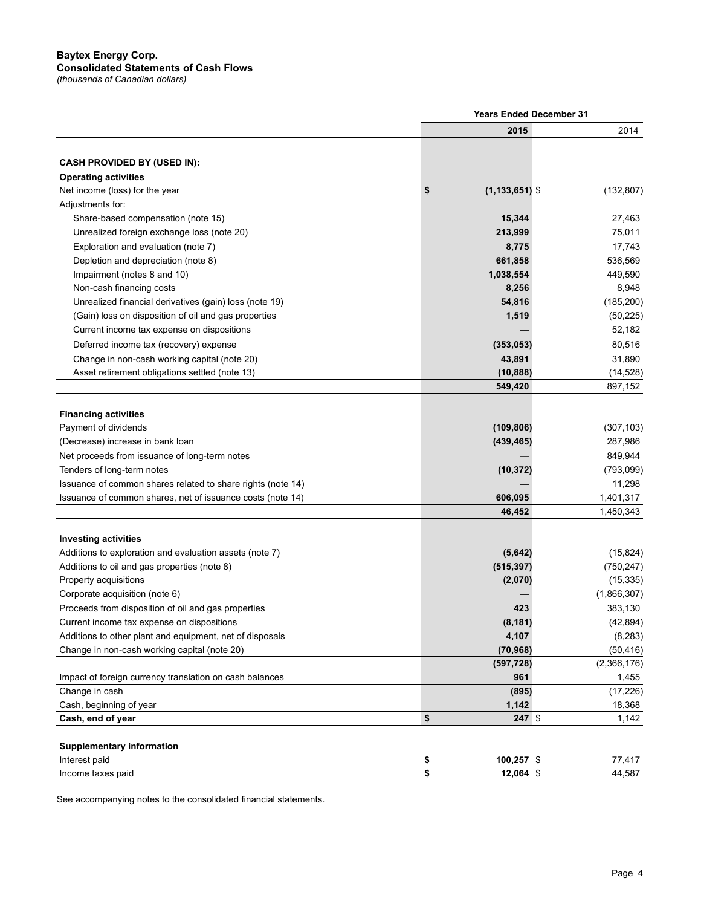**Baytex Energy Corp.**
**Consolidated Statements of Cash Flows**
*(thousands of Canadian dollars)*

| | Years Ended December 31 | |
|---|---|---|
| | **2015** | 2014 |
| **CASH PROVIDED BY (USED IN):** | | |
| **Operating activities** | | |
| Net income (loss) for the year | **$ (1,133,651)** | $ (132,807) |
| Adjustments for: | | |
| Share-based compensation (note 15) | **15,344** | 27,463 |
| Unrealized foreign exchange loss (note 20) | **213,999** | 75,011 |
| Exploration and evaluation (note 7) | **8,775** | 17,743 |
| Depletion and depreciation (note 8) | **661,858** | 536,569 |
| Impairment (notes 8 and 10) | **1,038,554** | 449,590 |
| Non-cash financing costs | **8,256** | 8,948 |
| Unrealized financial derivatives (gain) loss (note 19) | **54,816** | (185,200) |
| (Gain) loss on disposition of oil and gas properties | **1,519** | (50,225) |
| Current income tax expense on dispositions | **—** | 52,182 |
| Deferred income tax (recovery) expense | **(353,053)** | 80,516 |
| Change in non-cash working capital (note 20) | **43,891** | 31,890 |
| Asset retirement obligations settled (note 13) | **(10,888)** | (14,528) |
| | **549,420** | 897,152 |
| **Financing activities** | | |
| Payment of dividends | **(109,806)** | (307,103) |
| (Decrease) increase in bank loan | **(439,465)** | 287,986 |
| Net proceeds from issuance of long-term notes | **—** | 849,944 |
| Tenders of long-term notes | **(10,372)** | (793,099) |
| Issuance of common shares related to share rights (note 14) | **—** | 11,298 |
| Issuance of common shares, net of issuance costs (note 14) | **606,095** | 1,401,317 |
| | **46,452** | 1,450,343 |
| **Investing activities** | | |
| Additions to exploration and evaluation assets (note 7) | **(5,642)** | (15,824) |
| Additions to oil and gas properties (note 8) | **(515,397)** | (750,247) |
| Property acquisitions | **(2,070)** | (15,335) |
| Corporate acquisition (note 6) | **—** | (1,866,307) |
| Proceeds from disposition of oil and gas properties | **423** | 383,130 |
| Current income tax expense on dispositions | **(8,181)** | (42,894) |
| Additions to other plant and equipment, net of disposals | **4,107** | (8,283) |
| Change in non-cash working capital (note 20) | **(70,968)** | (50,416) |
| | **(597,728)** | (2,366,176) |
| Impact of foreign currency translation on cash balances | **961** | 1,455 |
| Change in cash | **(895)** | (17,226) |
| Cash, beginning of year | **1,142** | 18,368 |
| **Cash, end of year** | **$ 247** | $ 1,142 |
| **Supplementary information** | | |
| Interest paid | **$ 100,257** | $ 77,417 |
| Income taxes paid | **$ 12,064** | $ 44,587 |

See accompanying notes to the consolidated financial statements.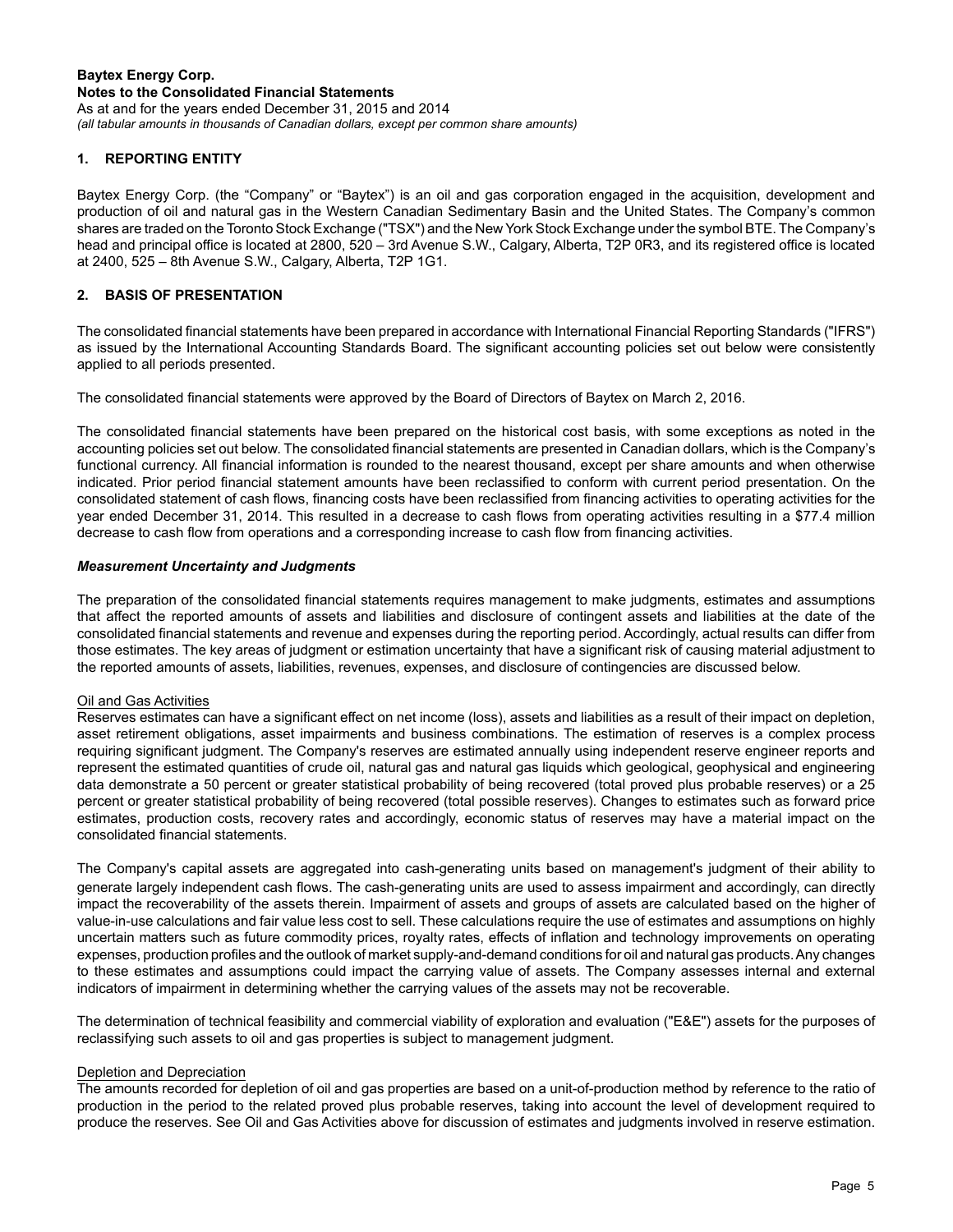**Baytex Energy Corp.**
**Notes to the Consolidated Financial Statements**
As at and for the years ended December 31, 2015 and 2014
*(all tabular amounts in thousands of Canadian dollars, except per common share amounts)*

## 1. REPORTING ENTITY

Baytex Energy Corp. (the "Company" or "Baytex") is an oil and gas corporation engaged in the acquisition, development and production of oil and natural gas in the Western Canadian Sedimentary Basin and the United States. The Company's common shares are traded on the Toronto Stock Exchange ("TSX") and the New York Stock Exchange under the symbol BTE. The Company's head and principal office is located at 2800, 520 – 3rd Avenue S.W., Calgary, Alberta, T2P 0R3, and its registered office is located at 2400, 525 – 8th Avenue S.W., Calgary, Alberta, T2P 1G1.

## 2. BASIS OF PRESENTATION

The consolidated financial statements have been prepared in accordance with International Financial Reporting Standards ("IFRS") as issued by the International Accounting Standards Board. The significant accounting policies set out below were consistently applied to all periods presented.

The consolidated financial statements were approved by the Board of Directors of Baytex on March 2, 2016.

The consolidated financial statements have been prepared on the historical cost basis, with some exceptions as noted in the accounting policies set out below. The consolidated financial statements are presented in Canadian dollars, which is the Company's functional currency. All financial information is rounded to the nearest thousand, except per share amounts and when otherwise indicated. Prior period financial statement amounts have been reclassified to conform with current period presentation. On the consolidated statement of cash flows, financing costs have been reclassified from financing activities to operating activities for the year ended December 31, 2014. This resulted in a decrease to cash flows from operating activities resulting in a $77.4 million decrease to cash flow from operations and a corresponding increase to cash flow from financing activities.

### *Measurement Uncertainty and Judgments*

The preparation of the consolidated financial statements requires management to make judgments, estimates and assumptions that affect the reported amounts of assets and liabilities and disclosure of contingent assets and liabilities at the date of the consolidated financial statements and revenue and expenses during the reporting period. Accordingly, actual results can differ from those estimates. The key areas of judgment or estimation uncertainty that have a significant risk of causing material adjustment to the reported amounts of assets, liabilities, revenues, expenses, and disclosure of contingencies are discussed below.

Oil and Gas Activities

Reserves estimates can have a significant effect on net income (loss), assets and liabilities as a result of their impact on depletion, asset retirement obligations, asset impairments and business combinations. The estimation of reserves is a complex process requiring significant judgment. The Company's reserves are estimated annually using independent reserve engineer reports and represent the estimated quantities of crude oil, natural gas and natural gas liquids which geological, geophysical and engineering data demonstrate a 50 percent or greater statistical probability of being recovered (total proved plus probable reserves) or a 25 percent or greater statistical probability of being recovered (total possible reserves). Changes to estimates such as forward price estimates, production costs, recovery rates and accordingly, economic status of reserves may have a material impact on the consolidated financial statements.

The Company's capital assets are aggregated into cash-generating units based on management's judgment of their ability to generate largely independent cash flows. The cash-generating units are used to assess impairment and accordingly, can directly impact the recoverability of the assets therein. Impairment of assets and groups of assets are calculated based on the higher of value-in-use calculations and fair value less cost to sell. These calculations require the use of estimates and assumptions on highly uncertain matters such as future commodity prices, royalty rates, effects of inflation and technology improvements on operating expenses, production profiles and the outlook of market supply-and-demand conditions for oil and natural gas products. Any changes to these estimates and assumptions could impact the carrying value of assets. The Company assesses internal and external indicators of impairment in determining whether the carrying values of the assets may not be recoverable.

The determination of technical feasibility and commercial viability of exploration and evaluation ("E&E") assets for the purposes of reclassifying such assets to oil and gas properties is subject to management judgment.

Depletion and Depreciation

The amounts recorded for depletion of oil and gas properties are based on a unit-of-production method by reference to the ratio of production in the period to the related proved plus probable reserves, taking into account the level of development required to produce the reserves. See Oil and Gas Activities above for discussion of estimates and judgments involved in reserve estimation.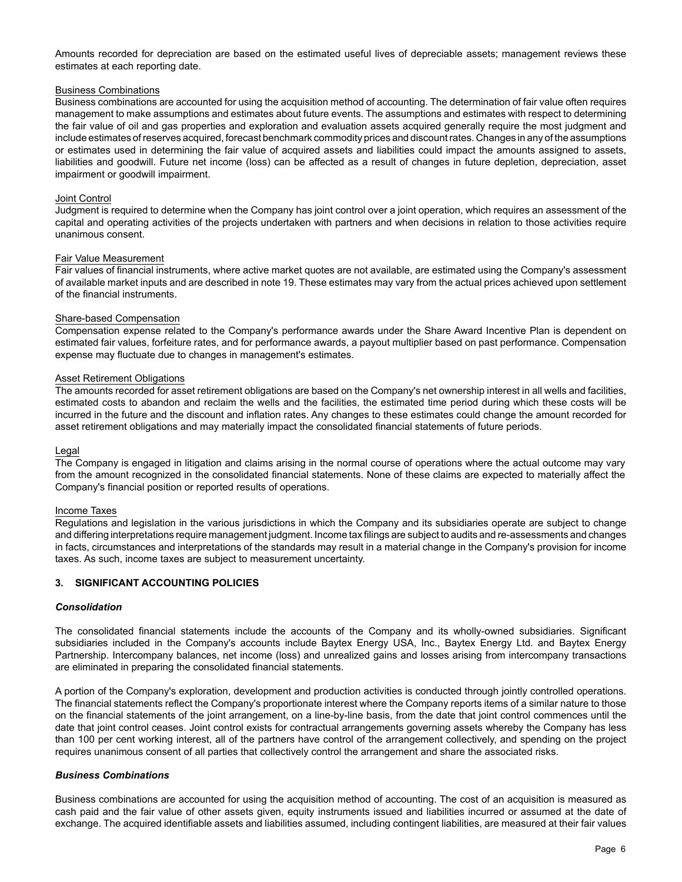Amounts recorded for depreciation are based on the estimated useful lives of depreciable assets; management reviews these estimates at each reporting date.

Business Combinations

Business combinations are accounted for using the acquisition method of accounting. The determination of fair value often requires management to make assumptions and estimates about future events. The assumptions and estimates with respect to determining the fair value of oil and gas properties and exploration and evaluation assets acquired generally require the most judgment and include estimates of reserves acquired, forecast benchmark commodity prices and discount rates. Changes in any of the assumptions or estimates used in determining the fair value of acquired assets and liabilities could impact the amounts assigned to assets, liabilities and goodwill. Future net income (loss) can be affected as a result of changes in future depletion, depreciation, asset impairment or goodwill impairment.

Joint Control

Judgment is required to determine when the Company has joint control over a joint operation, which requires an assessment of the capital and operating activities of the projects undertaken with partners and when decisions in relation to those activities require unanimous consent.

Fair Value Measurement

Fair values of financial instruments, where active market quotes are not available, are estimated using the Company's assessment of available market inputs and are described in note 19. These estimates may vary from the actual prices achieved upon settlement of the financial instruments.

Share-based Compensation

Compensation expense related to the Company's performance awards under the Share Award Incentive Plan is dependent on estimated fair values, forfeiture rates, and for performance awards, a payout multiplier based on past performance. Compensation expense may fluctuate due to changes in management's estimates.

Asset Retirement Obligations

The amounts recorded for asset retirement obligations are based on the Company's net ownership interest in all wells and facilities, estimated costs to abandon and reclaim the wells and the facilities, the estimated time period during which these costs will be incurred in the future and the discount and inflation rates. Any changes to these estimates could change the amount recorded for asset retirement obligations and may materially impact the consolidated financial statements of future periods.

Legal

The Company is engaged in litigation and claims arising in the normal course of operations where the actual outcome may vary from the amount recognized in the consolidated financial statements. None of these claims are expected to materially affect the Company's financial position or reported results of operations.

Income Taxes

Regulations and legislation in the various jurisdictions in which the Company and its subsidiaries operate are subject to change and differing interpretations require management judgment. Income tax filings are subject to audits and re-assessments and changes in facts, circumstances and interpretations of the standards may result in a material change in the Company's provision for income taxes. As such, income taxes are subject to measurement uncertainty.

## 3. SIGNIFICANT ACCOUNTING POLICIES

### *Consolidation*

The consolidated financial statements include the accounts of the Company and its wholly-owned subsidiaries. Significant subsidiaries included in the Company's accounts include Baytex Energy USA, Inc., Baytex Energy Ltd. and Baytex Energy Partnership. Intercompany balances, net income (loss) and unrealized gains and losses arising from intercompany transactions are eliminated in preparing the consolidated financial statements.

A portion of the Company's exploration, development and production activities is conducted through jointly controlled operations. The financial statements reflect the Company's proportionate interest where the Company reports items of a similar nature to those on the financial statements of the joint arrangement, on a line-by-line basis, from the date that joint control commences until the date that joint control ceases. Joint control exists for contractual arrangements governing assets whereby the Company has less than 100 per cent working interest, all of the partners have control of the arrangement collectively, and spending on the project requires unanimous consent of all parties that collectively control the arrangement and share the associated risks.

### *Business Combinations*

Business combinations are accounted for using the acquisition method of accounting. The cost of an acquisition is measured as cash paid and the fair value of other assets given, equity instruments issued and liabilities incurred or assumed at the date of exchange. The acquired identifiable assets and liabilities assumed, including contingent liabilities, are measured at their fair values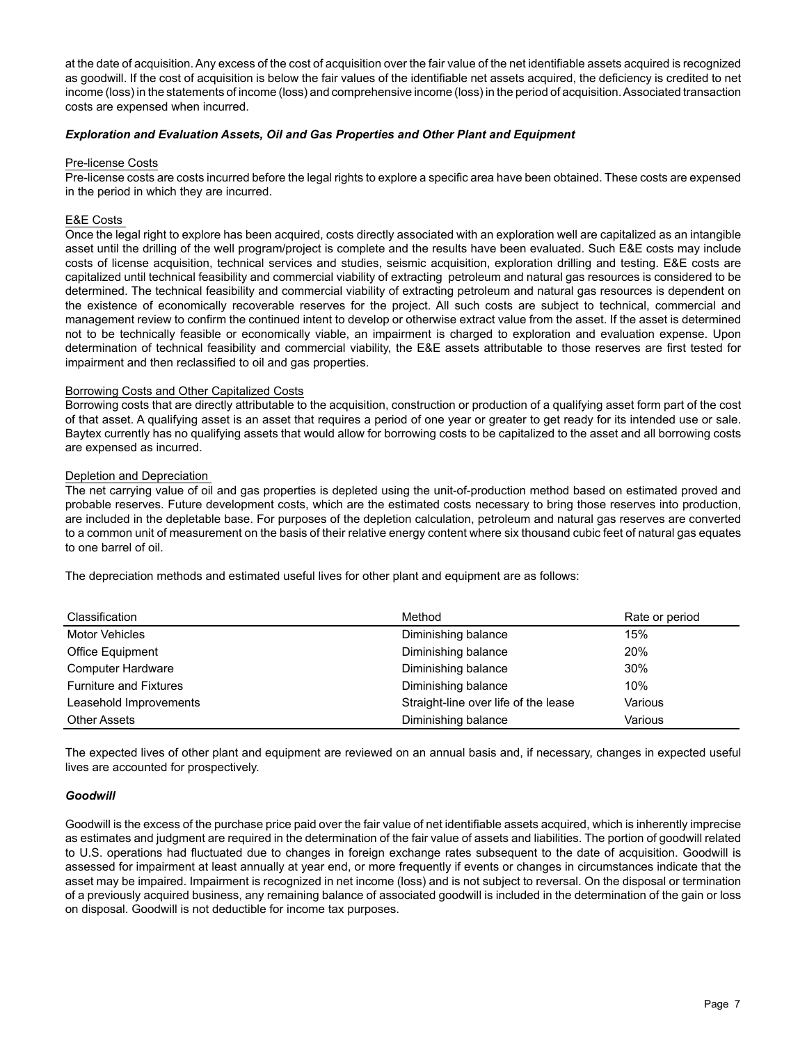at the date of acquisition. Any excess of the cost of acquisition over the fair value of the net identifiable assets acquired is recognized as goodwill. If the cost of acquisition is below the fair values of the identifiable net assets acquired, the deficiency is credited to net income (loss) in the statements of income (loss) and comprehensive income (loss) in the period of acquisition. Associated transaction costs are expensed when incurred.

### *Exploration and Evaluation Assets, Oil and Gas Properties and Other Plant and Equipment*

Pre-license Costs

Pre-license costs are costs incurred before the legal rights to explore a specific area have been obtained. These costs are expensed in the period in which they are incurred.

E&E Costs

Once the legal right to explore has been acquired, costs directly associated with an exploration well are capitalized as an intangible asset until the drilling of the well program/project is complete and the results have been evaluated. Such E&E costs may include costs of license acquisition, technical services and studies, seismic acquisition, exploration drilling and testing. E&E costs are capitalized until technical feasibility and commercial viability of extracting petroleum and natural gas resources is considered to be determined. The technical feasibility and commercial viability of extracting petroleum and natural gas resources is dependent on the existence of economically recoverable reserves for the project. All such costs are subject to technical, commercial and management review to confirm the continued intent to develop or otherwise extract value from the asset. If the asset is determined not to be technically feasible or economically viable, an impairment is charged to exploration and evaluation expense. Upon determination of technical feasibility and commercial viability, the E&E assets attributable to those reserves are first tested for impairment and then reclassified to oil and gas properties.

Borrowing Costs and Other Capitalized Costs

Borrowing costs that are directly attributable to the acquisition, construction or production of a qualifying asset form part of the cost of that asset. A qualifying asset is an asset that requires a period of one year or greater to get ready for its intended use or sale. Baytex currently has no qualifying assets that would allow for borrowing costs to be capitalized to the asset and all borrowing costs are expensed as incurred.

Depletion and Depreciation

The net carrying value of oil and gas properties is depleted using the unit-of-production method based on estimated proved and probable reserves. Future development costs, which are the estimated costs necessary to bring those reserves into production, are included in the depletable base. For purposes of the depletion calculation, petroleum and natural gas reserves are converted to a common unit of measurement on the basis of their relative energy content where six thousand cubic feet of natural gas equates to one barrel of oil.

The depreciation methods and estimated useful lives for other plant and equipment are as follows:

| Classification | Method | Rate or period |
|---|---|---|
| Motor Vehicles | Diminishing balance | 15% |
| Office Equipment | Diminishing balance | 20% |
| Computer Hardware | Diminishing balance | 30% |
| Furniture and Fixtures | Diminishing balance | 10% |
| Leasehold Improvements | Straight-line over life of the lease | Various |
| Other Assets | Diminishing balance | Various |

The expected lives of other plant and equipment are reviewed on an annual basis and, if necessary, changes in expected useful lives are accounted for prospectively.

### *Goodwill*

Goodwill is the excess of the purchase price paid over the fair value of net identifiable assets acquired, which is inherently imprecise as estimates and judgment are required in the determination of the fair value of assets and liabilities. The portion of goodwill related to U.S. operations had fluctuated due to changes in foreign exchange rates subsequent to the date of acquisition. Goodwill is assessed for impairment at least annually at year end, or more frequently if events or changes in circumstances indicate that the asset may be impaired. Impairment is recognized in net income (loss) and is not subject to reversal. On the disposal or termination of a previously acquired business, any remaining balance of associated goodwill is included in the determination of the gain or loss on disposal. Goodwill is not deductible for income tax purposes.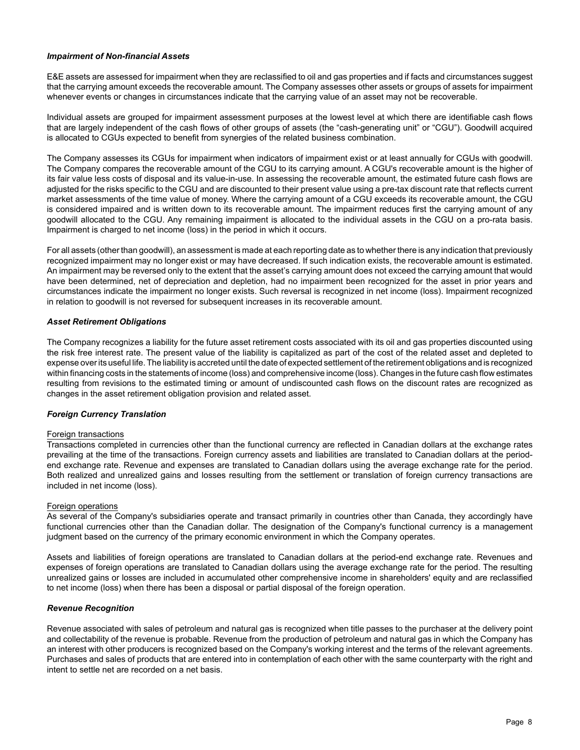### *Impairment of Non-financial Assets*

E&E assets are assessed for impairment when they are reclassified to oil and gas properties and if facts and circumstances suggest that the carrying amount exceeds the recoverable amount. The Company assesses other assets or groups of assets for impairment whenever events or changes in circumstances indicate that the carrying value of an asset may not be recoverable.

Individual assets are grouped for impairment assessment purposes at the lowest level at which there are identifiable cash flows that are largely independent of the cash flows of other groups of assets (the "cash-generating unit" or "CGU"). Goodwill acquired is allocated to CGUs expected to benefit from synergies of the related business combination.

The Company assesses its CGUs for impairment when indicators of impairment exist or at least annually for CGUs with goodwill. The Company compares the recoverable amount of the CGU to its carrying amount. A CGU's recoverable amount is the higher of its fair value less costs of disposal and its value-in-use. In assessing the recoverable amount, the estimated future cash flows are adjusted for the risks specific to the CGU and are discounted to their present value using a pre-tax discount rate that reflects current market assessments of the time value of money. Where the carrying amount of a CGU exceeds its recoverable amount, the CGU is considered impaired and is written down to its recoverable amount. The impairment reduces first the carrying amount of any goodwill allocated to the CGU. Any remaining impairment is allocated to the individual assets in the CGU on a pro-rata basis. Impairment is charged to net income (loss) in the period in which it occurs.

For all assets (other than goodwill), an assessment is made at each reporting date as to whether there is any indication that previously recognized impairment may no longer exist or may have decreased. If such indication exists, the recoverable amount is estimated. An impairment may be reversed only to the extent that the asset's carrying amount does not exceed the carrying amount that would have been determined, net of depreciation and depletion, had no impairment been recognized for the asset in prior years and circumstances indicate the impairment no longer exists. Such reversal is recognized in net income (loss). Impairment recognized in relation to goodwill is not reversed for subsequent increases in its recoverable amount.

### *Asset Retirement Obligations*

The Company recognizes a liability for the future asset retirement costs associated with its oil and gas properties discounted using the risk free interest rate. The present value of the liability is capitalized as part of the cost of the related asset and depleted to expense over its useful life. The liability is accreted until the date of expected settlement of the retirement obligations and is recognized within financing costs in the statements of income (loss) and comprehensive income (loss). Changes in the future cash flow estimates resulting from revisions to the estimated timing or amount of undiscounted cash flows on the discount rates are recognized as changes in the asset retirement obligation provision and related asset.

### *Foreign Currency Translation*

Foreign transactions

Transactions completed in currencies other than the functional currency are reflected in Canadian dollars at the exchange rates prevailing at the time of the transactions. Foreign currency assets and liabilities are translated to Canadian dollars at the period-end exchange rate. Revenue and expenses are translated to Canadian dollars using the average exchange rate for the period. Both realized and unrealized gains and losses resulting from the settlement or translation of foreign currency transactions are included in net income (loss).

Foreign operations

As several of the Company's subsidiaries operate and transact primarily in countries other than Canada, they accordingly have functional currencies other than the Canadian dollar. The designation of the Company's functional currency is a management judgment based on the currency of the primary economic environment in which the Company operates.

Assets and liabilities of foreign operations are translated to Canadian dollars at the period-end exchange rate. Revenues and expenses of foreign operations are translated to Canadian dollars using the average exchange rate for the period. The resulting unrealized gains or losses are included in accumulated other comprehensive income in shareholders' equity and are reclassified to net income (loss) when there has been a disposal or partial disposal of the foreign operation.

### *Revenue Recognition*

Revenue associated with sales of petroleum and natural gas is recognized when title passes to the purchaser at the delivery point and collectability of the revenue is probable. Revenue from the production of petroleum and natural gas in which the Company has an interest with other producers is recognized based on the Company's working interest and the terms of the relevant agreements. Purchases and sales of products that are entered into in contemplation of each other with the same counterparty with the right and intent to settle net are recorded on a net basis.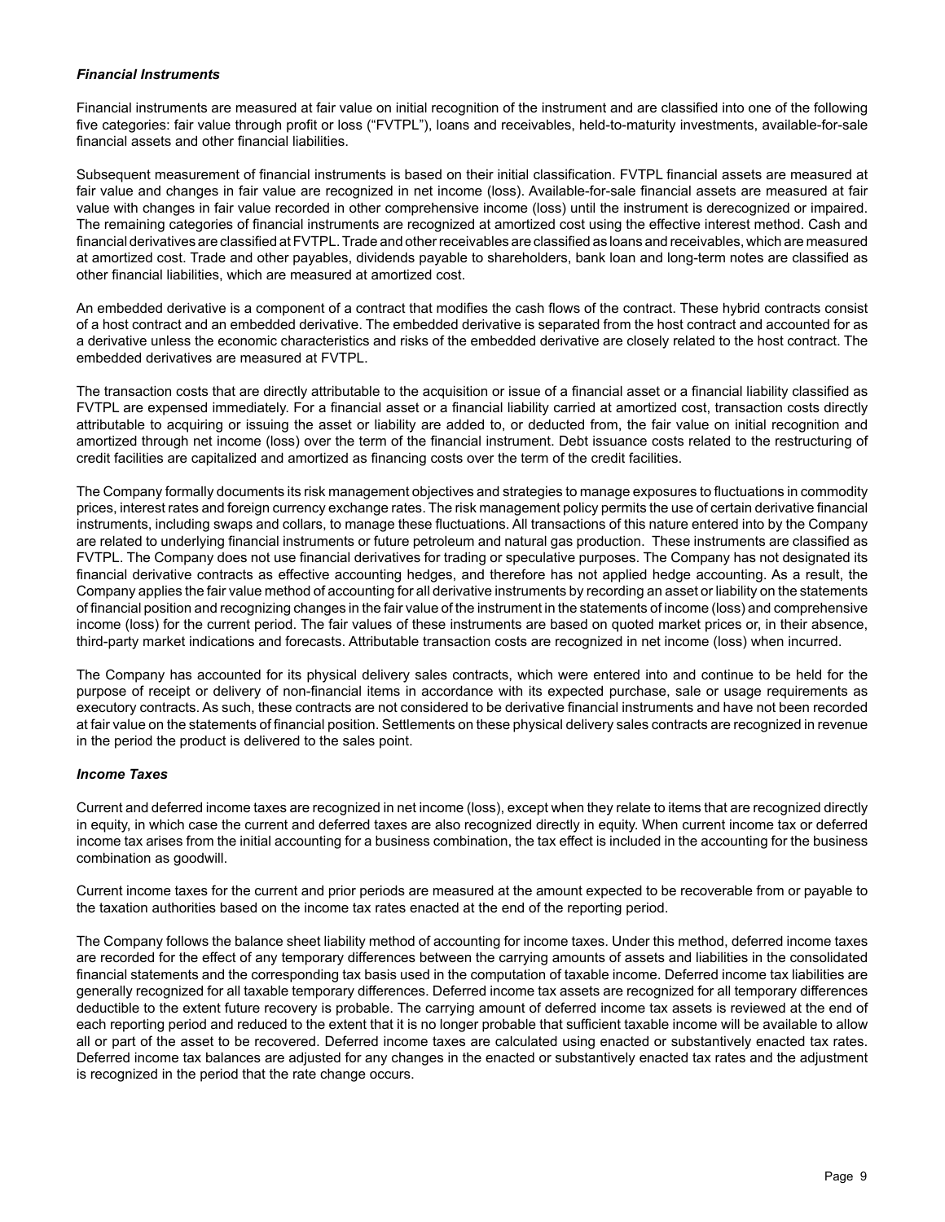***Financial Instruments***

Financial instruments are measured at fair value on initial recognition of the instrument and are classified into one of the following five categories: fair value through profit or loss ("FVTPL"), loans and receivables, held-to-maturity investments, available-for-sale financial assets and other financial liabilities.

Subsequent measurement of financial instruments is based on their initial classification. FVTPL financial assets are measured at fair value and changes in fair value are recognized in net income (loss). Available-for-sale financial assets are measured at fair value with changes in fair value recorded in other comprehensive income (loss) until the instrument is derecognized or impaired. The remaining categories of financial instruments are recognized at amortized cost using the effective interest method. Cash and financial derivatives are classified at FVTPL. Trade and other receivables are classified as loans and receivables, which are measured at amortized cost. Trade and other payables, dividends payable to shareholders, bank loan and long-term notes are classified as other financial liabilities, which are measured at amortized cost.

An embedded derivative is a component of a contract that modifies the cash flows of the contract. These hybrid contracts consist of a host contract and an embedded derivative. The embedded derivative is separated from the host contract and accounted for as a derivative unless the economic characteristics and risks of the embedded derivative are closely related to the host contract. The embedded derivatives are measured at FVTPL.

The transaction costs that are directly attributable to the acquisition or issue of a financial asset or a financial liability classified as FVTPL are expensed immediately. For a financial asset or a financial liability carried at amortized cost, transaction costs directly attributable to acquiring or issuing the asset or liability are added to, or deducted from, the fair value on initial recognition and amortized through net income (loss) over the term of the financial instrument. Debt issuance costs related to the restructuring of credit facilities are capitalized and amortized as financing costs over the term of the credit facilities.

The Company formally documents its risk management objectives and strategies to manage exposures to fluctuations in commodity prices, interest rates and foreign currency exchange rates. The risk management policy permits the use of certain derivative financial instruments, including swaps and collars, to manage these fluctuations. All transactions of this nature entered into by the Company are related to underlying financial instruments or future petroleum and natural gas production. These instruments are classified as FVTPL. The Company does not use financial derivatives for trading or speculative purposes. The Company has not designated its financial derivative contracts as effective accounting hedges, and therefore has not applied hedge accounting. As a result, the Company applies the fair value method of accounting for all derivative instruments by recording an asset or liability on the statements of financial position and recognizing changes in the fair value of the instrument in the statements of income (loss) and comprehensive income (loss) for the current period. The fair values of these instruments are based on quoted market prices or, in their absence, third-party market indications and forecasts. Attributable transaction costs are recognized in net income (loss) when incurred.

The Company has accounted for its physical delivery sales contracts, which were entered into and continue to be held for the purpose of receipt or delivery of non-financial items in accordance with its expected purchase, sale or usage requirements as executory contracts. As such, these contracts are not considered to be derivative financial instruments and have not been recorded at fair value on the statements of financial position. Settlements on these physical delivery sales contracts are recognized in revenue in the period the product is delivered to the sales point.

***Income Taxes***

Current and deferred income taxes are recognized in net income (loss), except when they relate to items that are recognized directly in equity, in which case the current and deferred taxes are also recognized directly in equity. When current income tax or deferred income tax arises from the initial accounting for a business combination, the tax effect is included in the accounting for the business combination as goodwill.

Current income taxes for the current and prior periods are measured at the amount expected to be recoverable from or payable to the taxation authorities based on the income tax rates enacted at the end of the reporting period.

The Company follows the balance sheet liability method of accounting for income taxes. Under this method, deferred income taxes are recorded for the effect of any temporary differences between the carrying amounts of assets and liabilities in the consolidated financial statements and the corresponding tax basis used in the computation of taxable income. Deferred income tax liabilities are generally recognized for all taxable temporary differences. Deferred income tax assets are recognized for all temporary differences deductible to the extent future recovery is probable. The carrying amount of deferred income tax assets is reviewed at the end of each reporting period and reduced to the extent that it is no longer probable that sufficient taxable income will be available to allow all or part of the asset to be recovered. Deferred income taxes are calculated using enacted or substantively enacted tax rates. Deferred income tax balances are adjusted for any changes in the enacted or substantively enacted tax rates and the adjustment is recognized in the period that the rate change occurs.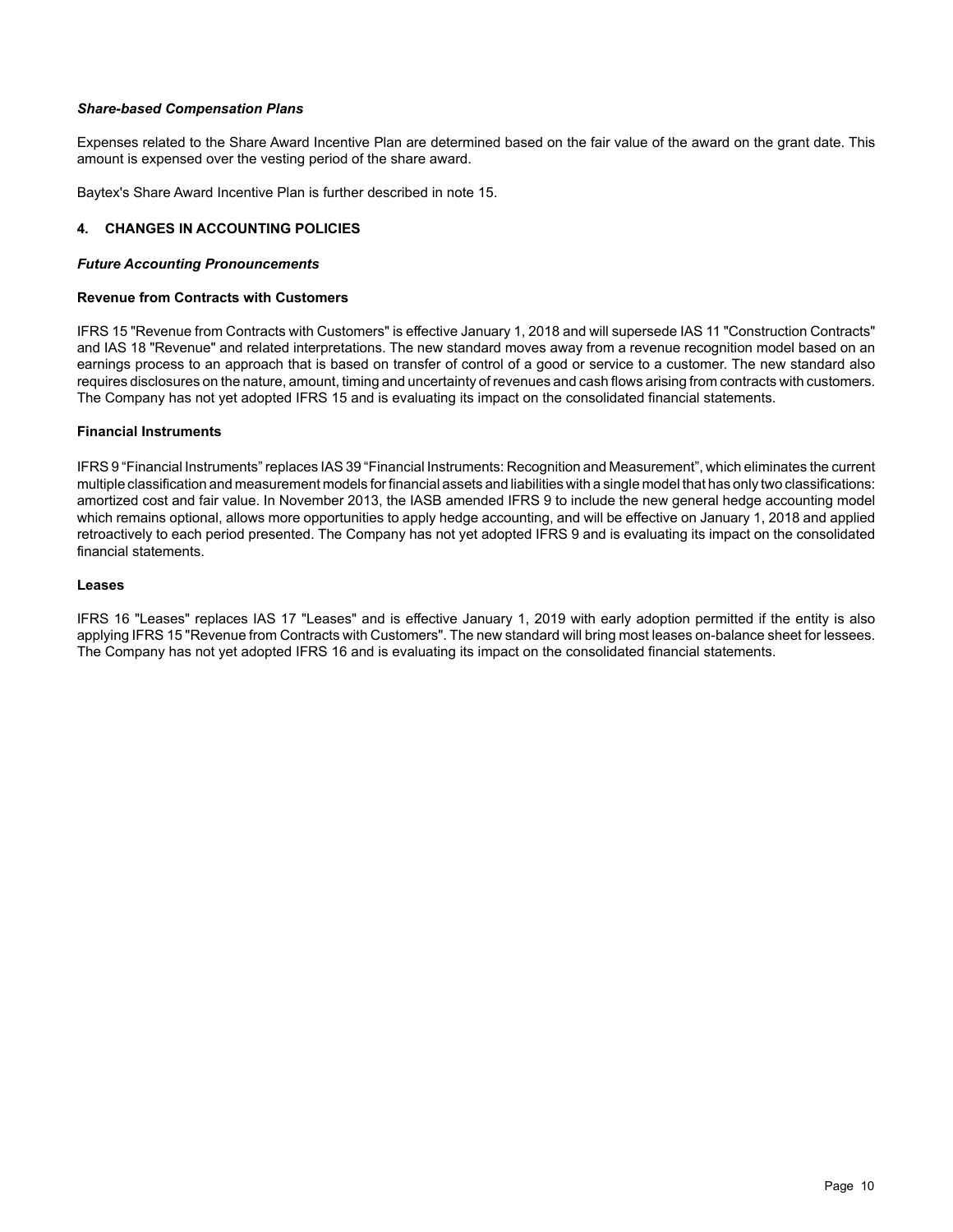### *Share-based Compensation Plans*

Expenses related to the Share Award Incentive Plan are determined based on the fair value of the award on the grant date. This amount is expensed over the vesting period of the share award.

Baytex's Share Award Incentive Plan is further described in note 15.

## 4. CHANGES IN ACCOUNTING POLICIES

### *Future Accounting Pronouncements*

**Revenue from Contracts with Customers**

IFRS 15 "Revenue from Contracts with Customers" is effective January 1, 2018 and will supersede IAS 11 "Construction Contracts" and IAS 18 "Revenue" and related interpretations. The new standard moves away from a revenue recognition model based on an earnings process to an approach that is based on transfer of control of a good or service to a customer. The new standard also requires disclosures on the nature, amount, timing and uncertainty of revenues and cash flows arising from contracts with customers. The Company has not yet adopted IFRS 15 and is evaluating its impact on the consolidated financial statements.

**Financial Instruments**

IFRS 9 "Financial Instruments" replaces IAS 39 "Financial Instruments: Recognition and Measurement", which eliminates the current multiple classification and measurement models for financial assets and liabilities with a single model that has only two classifications: amortized cost and fair value. In November 2013, the IASB amended IFRS 9 to include the new general hedge accounting model which remains optional, allows more opportunities to apply hedge accounting, and will be effective on January 1, 2018 and applied retroactively to each period presented. The Company has not yet adopted IFRS 9 and is evaluating its impact on the consolidated financial statements.

**Leases**

IFRS 16 "Leases" replaces IAS 17 "Leases" and is effective January 1, 2019 with early adoption permitted if the entity is also applying IFRS 15 "Revenue from Contracts with Customers". The new standard will bring most leases on-balance sheet for lessees. The Company has not yet adopted IFRS 16 and is evaluating its impact on the consolidated financial statements.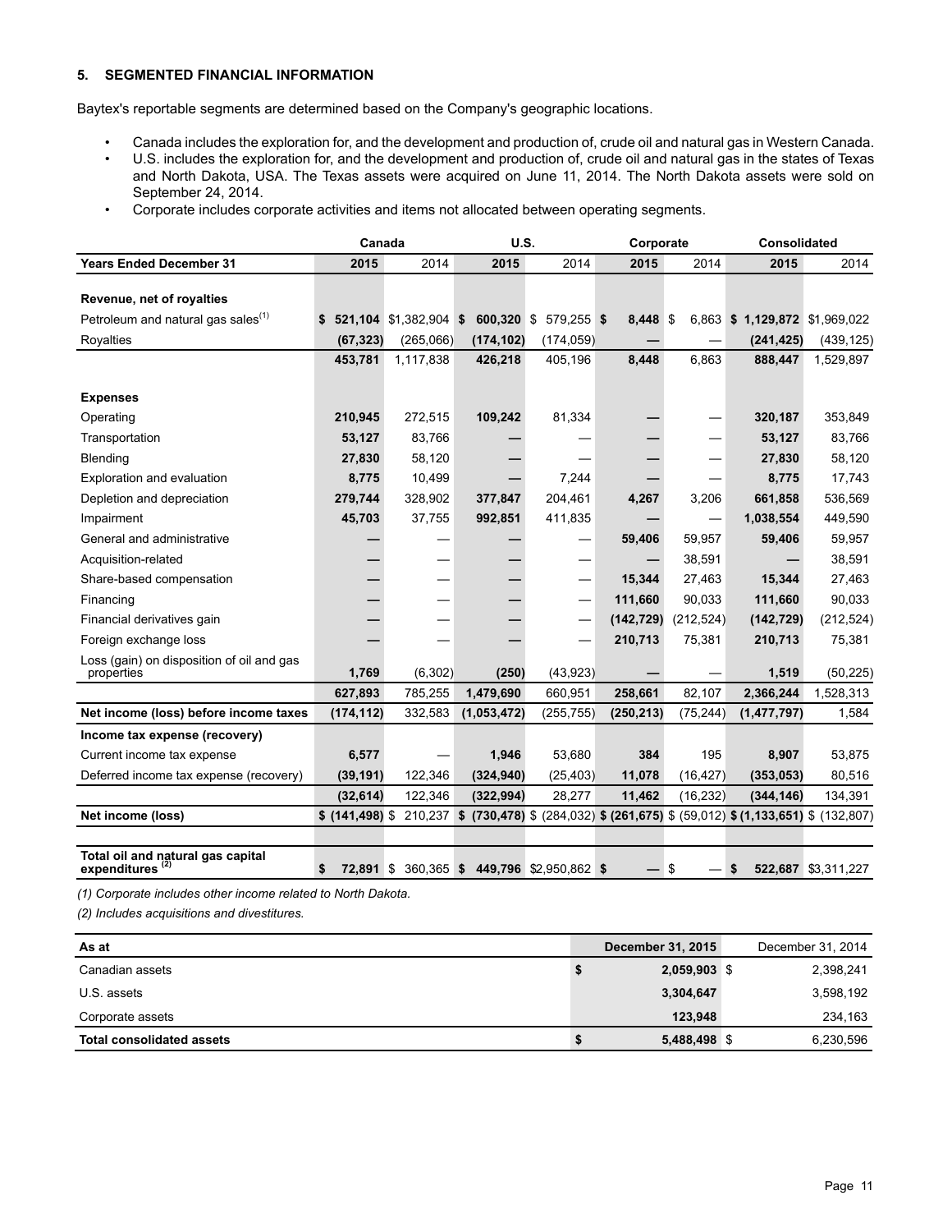## 5. SEGMENTED FINANCIAL INFORMATION

Baytex's reportable segments are determined based on the Company's geographic locations.

- Canada includes the exploration for, and the development and production of, crude oil and natural gas in Western Canada.
- U.S. includes the exploration for, and the development and production of, crude oil and natural gas in the states of Texas and North Dakota, USA. The Texas assets were acquired on June 11, 2014. The North Dakota assets were sold on September 24, 2014.
- Corporate includes corporate activities and items not allocated between operating segments.

| | Canada | | U.S. | | Corporate | | Consolidated | |
|---|---|---|---|---|---|---|---|---|
| **Years Ended December 31** | **2015** | 2014 | **2015** | 2014 | **2015** | 2014 | **2015** | 2014 |
| **Revenue, net of royalties** | | | | | | | | |
| Petroleum and natural gas sales[1] | **$ 521,104** | $1,382,904 | **$ 600,320** | $ 579,255 | **$ 8,448** | $ 6,863 | **$ 1,129,872** | $1,969,022 |
| Royalties | **(67,323)** | (265,066) | **(174,102)** | (174,059) | **—** | — | **(241,425)** | (439,125) |
| | **453,781** | 1,117,838 | **426,218** | 405,196 | **8,448** | 6,863 | **888,447** | 1,529,897 |
| **Expenses** | | | | | | | | |
| Operating | **210,945** | 272,515 | **109,242** | 81,334 | **—** | — | **320,187** | 353,849 |
| Transportation | **53,127** | 83,766 | **—** | — | **—** | — | **53,127** | 83,766 |
| Blending | **27,830** | 58,120 | **—** | — | **—** | — | **27,830** | 58,120 |
| Exploration and evaluation | **8,775** | 10,499 | **—** | 7,244 | **—** | — | **8,775** | 17,743 |
| Depletion and depreciation | **279,744** | 328,902 | **377,847** | 204,461 | **4,267** | 3,206 | **661,858** | 536,569 |
| Impairment | **45,703** | 37,755 | **992,851** | 411,835 | **—** | — | **1,038,554** | 449,590 |
| General and administrative | **—** | — | **—** | — | **59,406** | 59,957 | **59,406** | 59,957 |
| Acquisition-related | **—** | — | **—** | — | **—** | 38,591 | **—** | 38,591 |
| Share-based compensation | **—** | — | **—** | — | **15,344** | 27,463 | **15,344** | 27,463 |
| Financing | **—** | — | **—** | — | **111,660** | 90,033 | **111,660** | 90,033 |
| Financial derivatives gain | **—** | — | **—** | — | **(142,729)** | (212,524) | **(142,729)** | (212,524) |
| Foreign exchange loss | **—** | — | **—** | — | **210,713** | 75,381 | **210,713** | 75,381 |
| Loss (gain) on disposition of oil and gas properties | **1,769** | (6,302) | **(250)** | (43,923) | **—** | — | **1,519** | (50,225) |
| | **627,893** | 785,255 | **1,479,690** | 660,951 | **258,661** | 82,107 | **2,366,244** | 1,528,313 |
| **Net income (loss) before income taxes** | **(174,112)** | 332,583 | **(1,053,472)** | (255,755) | **(250,213)** | (75,244) | **(1,477,797)** | 1,584 |
| **Income tax expense (recovery)** | | | | | | | | |
| Current income tax expense | **6,577** | — | **1,946** | 53,680 | **384** | 195 | **8,907** | 53,875 |
| Deferred income tax expense (recovery) | **(39,191)** | 122,346 | **(324,940)** | (25,403) | **11,078** | (16,427) | **(353,053)** | 80,516 |
| | **(32,614)** | 122,346 | **(322,994)** | 28,277 | **11,462** | (16,232) | **(344,146)** | 134,391 |
| **Net income (loss)** | **$ (141,498)** | $ 210,237 | **$ (730,478)** | $ (284,032) | **$ (261,675)** | $ (59,012) | **$ (1,133,651)** | $ (132,807) |
| **Total oil and natural gas capital expenditures**[2] | **$ 72,891** | $ 360,365 | **$ 449,796** | $2,950,862 | **$ —** | $ — | **$ 522,687** | $3,311,227 |

*(1) Corporate includes other income related to North Dakota.*

*(2) Includes acquisitions and divestitures.*

| As at | December 31, 2015 | December 31, 2014 |
|---|---|---|
| Canadian assets | **$ 2,059,903** | $ 2,398,241 |
| U.S. assets | **3,304,647** | 3,598,192 |
| Corporate assets | **123,948** | 234,163 |
| **Total consolidated assets** | **$ 5,488,498** | $ 6,230,596 |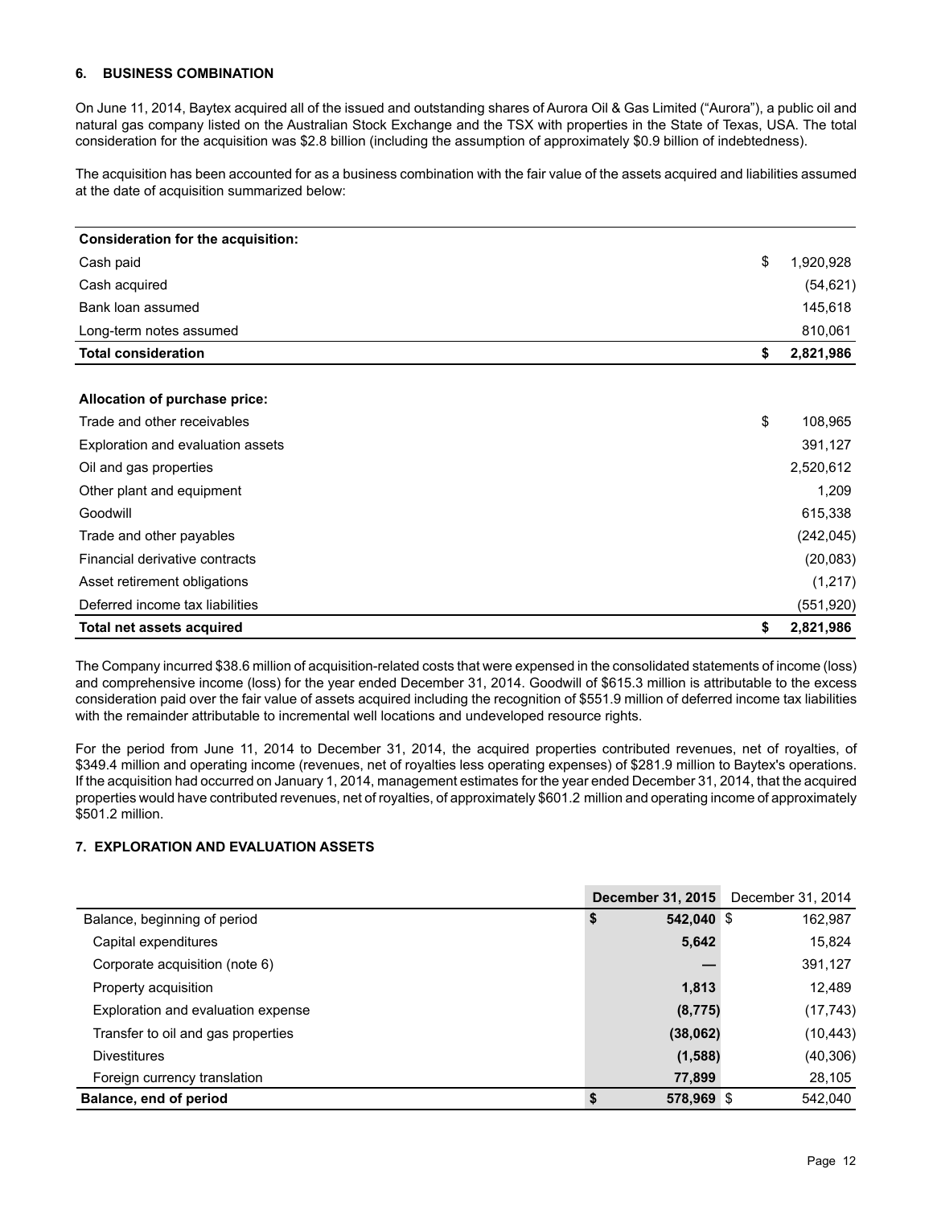## 6. BUSINESS COMBINATION

On June 11, 2014, Baytex acquired all of the issued and outstanding shares of Aurora Oil & Gas Limited ("Aurora"), a public oil and natural gas company listed on the Australian Stock Exchange and the TSX with properties in the State of Texas, USA. The total consideration for the acquisition was $2.8 billion (including the assumption of approximately $0.9 billion of indebtedness).

The acquisition has been accounted for as a business combination with the fair value of the assets acquired and liabilities assumed at the date of acquisition summarized below:

| **Consideration for the acquisition:** | |
|---|---|
| Cash paid | $ 1,920,928 |
| Cash acquired | (54,621) |
| Bank loan assumed | 145,618 |
| Long-term notes assumed | 810,061 |
| **Total consideration** | **$ 2,821,986** |

| **Allocation of purchase price:** | |
|---|---|
| Trade and other receivables | $ 108,965 |
| Exploration and evaluation assets | 391,127 |
| Oil and gas properties | 2,520,612 |
| Other plant and equipment | 1,209 |
| Goodwill | 615,338 |
| Trade and other payables | (242,045) |
| Financial derivative contracts | (20,083) |
| Asset retirement obligations | (1,217) |
| Deferred income tax liabilities | (551,920) |
| **Total net assets acquired** | **$ 2,821,986** |

The Company incurred $38.6 million of acquisition-related costs that were expensed in the consolidated statements of income (loss) and comprehensive income (loss) for the year ended December 31, 2014. Goodwill of $615.3 million is attributable to the excess consideration paid over the fair value of assets acquired including the recognition of $551.9 million of deferred income tax liabilities with the remainder attributable to incremental well locations and undeveloped resource rights.

For the period from June 11, 2014 to December 31, 2014, the acquired properties contributed revenues, net of royalties, of $349.4 million and operating income (revenues, net of royalties less operating expenses) of $281.9 million to Baytex's operations. If the acquisition had occurred on January 1, 2014, management estimates for the year ended December 31, 2014, that the acquired properties would have contributed revenues, net of royalties, of approximately $601.2 million and operating income of approximately $501.2 million.

## 7. EXPLORATION AND EVALUATION ASSETS

| | **December 31, 2015** | December 31, 2014 |
|---|---|---|
| Balance, beginning of period | **$ 542,040** | $ 162,987 |
| Capital expenditures | **5,642** | 15,824 |
| Corporate acquisition (note 6) | **—** | 391,127 |
| Property acquisition | **1,813** | 12,489 |
| Exploration and evaluation expense | **(8,775)** | (17,743) |
| Transfer to oil and gas properties | **(38,062)** | (10,443) |
| Divestitures | **(1,588)** | (40,306) |
| Foreign currency translation | **77,899** | 28,105 |
| **Balance, end of period** | **$ 578,969** | $ 542,040 |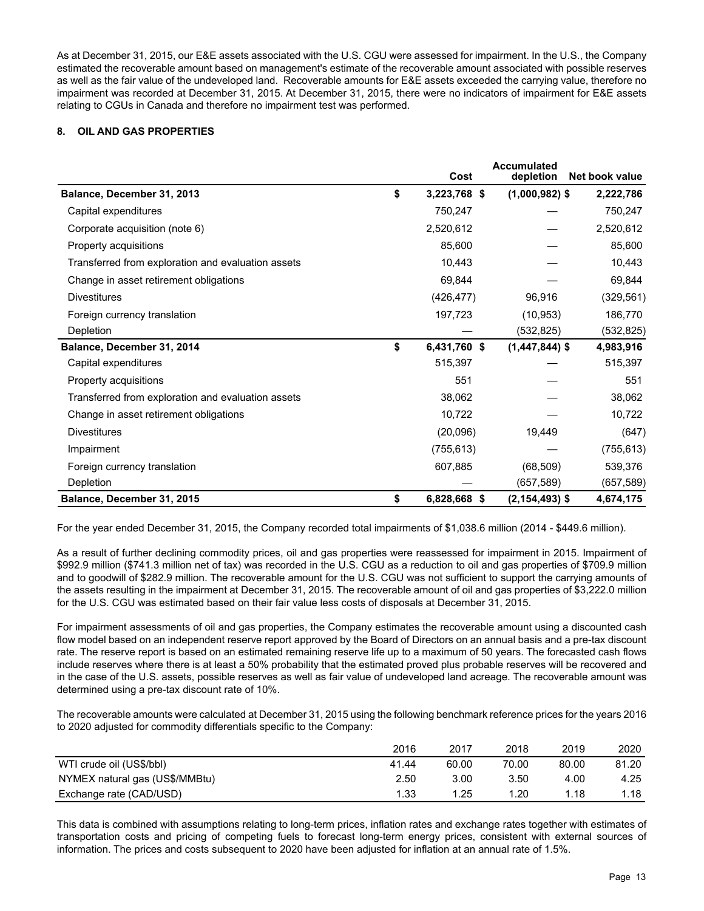As at December 31, 2015, our E&E assets associated with the U.S. CGU were assessed for impairment. In the U.S., the Company estimated the recoverable amount based on management's estimate of the recoverable amount associated with possible reserves as well as the fair value of the undeveloped land. Recoverable amounts for E&E assets exceeded the carrying value, therefore no impairment was recorded at December 31, 2015. At December 31, 2015, there were no indicators of impairment for E&E assets relating to CGUs in Canada and therefore no impairment test was performed.

## 8. OIL AND GAS PROPERTIES

| | Cost | Accumulated depletion | Net book value |
|---|---|---|---|
| **Balance, December 31, 2013** | **$ 3,223,768** | **$ (1,000,982)** | **$ 2,222,786** |
| Capital expenditures | 750,247 | — | 750,247 |
| Corporate acquisition (note 6) | 2,520,612 | — | 2,520,612 |
| Property acquisitions | 85,600 | — | 85,600 |
| Transferred from exploration and evaluation assets | 10,443 | — | 10,443 |
| Change in asset retirement obligations | 69,844 | — | 69,844 |
| Divestitures | (426,477) | 96,916 | (329,561) |
| Foreign currency translation | 197,723 | (10,953) | 186,770 |
| Depletion | — | (532,825) | (532,825) |
| **Balance, December 31, 2014** | **$ 6,431,760** | **$ (1,447,844)** | **$ 4,983,916** |
| Capital expenditures | 515,397 | — | 515,397 |
| Property acquisitions | 551 | — | 551 |
| Transferred from exploration and evaluation assets | 38,062 | — | 38,062 |
| Change in asset retirement obligations | 10,722 | — | 10,722 |
| Divestitures | (20,096) | 19,449 | (647) |
| Impairment | (755,613) | — | (755,613) |
| Foreign currency translation | 607,885 | (68,509) | 539,376 |
| Depletion | — | (657,589) | (657,589) |
| **Balance, December 31, 2015** | **$ 6,828,668** | **$ (2,154,493)** | **$ 4,674,175** |

For the year ended December 31, 2015, the Company recorded total impairments of $1,038.6 million (2014 - $449.6 million).

As a result of further declining commodity prices, oil and gas properties were reassessed for impairment in 2015. Impairment of $992.9 million ($741.3 million net of tax) was recorded in the U.S. CGU as a reduction to oil and gas properties of $709.9 million and to goodwill of $282.9 million. The recoverable amount for the U.S. CGU was not sufficient to support the carrying amounts of the assets resulting in the impairment at December 31, 2015. The recoverable amount of oil and gas properties of $3,222.0 million for the U.S. CGU was estimated based on their fair value less costs of disposals at December 31, 2015.

For impairment assessments of oil and gas properties, the Company estimates the recoverable amount using a discounted cash flow model based on an independent reserve report approved by the Board of Directors on an annual basis and a pre-tax discount rate. The reserve report is based on an estimated remaining reserve life up to a maximum of 50 years. The forecasted cash flows include reserves where there is at least a 50% probability that the estimated proved plus probable reserves will be recovered and in the case of the U.S. assets, possible reserves as well as fair value of undeveloped land acreage. The recoverable amount was determined using a pre-tax discount rate of 10%.

The recoverable amounts were calculated at December 31, 2015 using the following benchmark reference prices for the years 2016 to 2020 adjusted for commodity differentials specific to the Company:

| | 2016 | 2017 | 2018 | 2019 | 2020 |
|---|---|---|---|---|---|
| WTI crude oil (US$/bbl) | 41.44 | 60.00 | 70.00 | 80.00 | 81.20 |
| NYMEX natural gas (US$/MMBtu) | 2.50 | 3.00 | 3.50 | 4.00 | 4.25 |
| Exchange rate (CAD/USD) | 1.33 | 1.25 | 1.20 | 1.18 | 1.18 |

This data is combined with assumptions relating to long-term prices, inflation rates and exchange rates together with estimates of transportation costs and pricing of competing fuels to forecast long-term energy prices, consistent with external sources of information. The prices and costs subsequent to 2020 have been adjusted for inflation at an annual rate of 1.5%.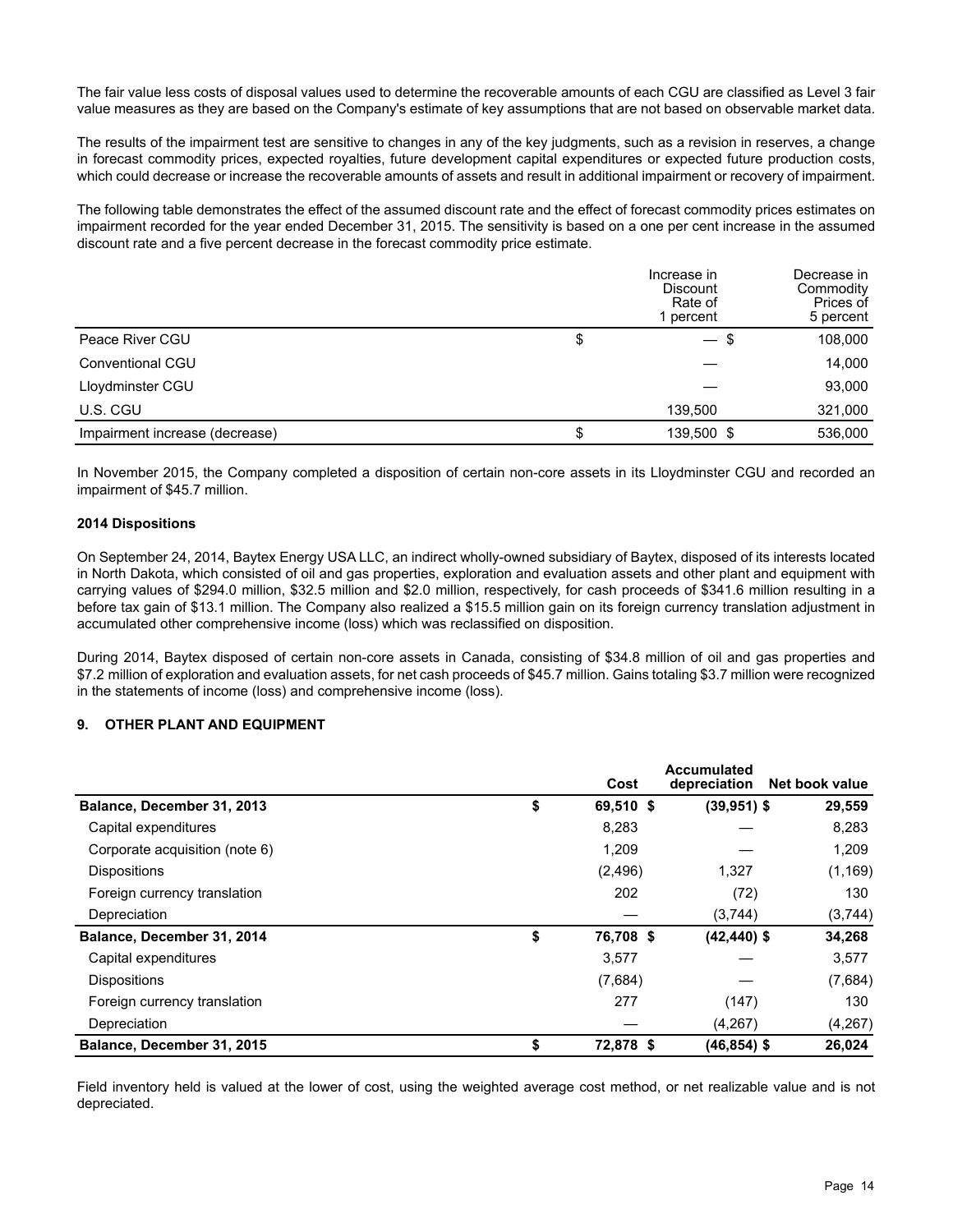The fair value less costs of disposal values used to determine the recoverable amounts of each CGU are classified as Level 3 fair value measures as they are based on the Company's estimate of key assumptions that are not based on observable market data.

The results of the impairment test are sensitive to changes in any of the key judgments, such as a revision in reserves, a change in forecast commodity prices, expected royalties, future development capital expenditures or expected future production costs, which could decrease or increase the recoverable amounts of assets and result in additional impairment or recovery of impairment.

The following table demonstrates the effect of the assumed discount rate and the effect of forecast commodity prices estimates on impairment recorded for the year ended December 31, 2015. The sensitivity is based on a one per cent increase in the assumed discount rate and a five percent decrease in the forecast commodity price estimate.

| | Increase in Discount Rate of 1 percent | Decrease in Commodity Prices of 5 percent |
|---|---|---|
| Peace River CGU | $ — | $ 108,000 |
| Conventional CGU | — | 14,000 |
| Lloydminster CGU | — | 93,000 |
| U.S. CGU | 139,500 | 321,000 |
| Impairment increase (decrease) | $ 139,500 | $ 536,000 |

In November 2015, the Company completed a disposition of certain non-core assets in its Lloydminster CGU and recorded an impairment of $45.7 million.

**2014 Dispositions**

On September 24, 2014, Baytex Energy USA LLC, an indirect wholly-owned subsidiary of Baytex, disposed of its interests located in North Dakota, which consisted of oil and gas properties, exploration and evaluation assets and other plant and equipment with carrying values of $294.0 million, $32.5 million and $2.0 million, respectively, for cash proceeds of $341.6 million resulting in a before tax gain of $13.1 million. The Company also realized a $15.5 million gain on its foreign currency translation adjustment in accumulated other comprehensive income (loss) which was reclassified on disposition.

During 2014, Baytex disposed of certain non-core assets in Canada, consisting of $34.8 million of oil and gas properties and $7.2 million of exploration and evaluation assets, for net cash proceeds of $45.7 million. Gains totaling $3.7 million were recognized in the statements of income (loss) and comprehensive income (loss).

## 9. OTHER PLANT AND EQUIPMENT

| | Cost | Accumulated depreciation | Net book value |
|---|---|---|---|
| **Balance, December 31, 2013** | **$ 69,510** | **$ (39,951)** | **$ 29,559** |
| Capital expenditures | 8,283 | — | 8,283 |
| Corporate acquisition (note 6) | 1,209 | — | 1,209 |
| Dispositions | (2,496) | 1,327 | (1,169) |
| Foreign currency translation | 202 | (72) | 130 |
| Depreciation | — | (3,744) | (3,744) |
| **Balance, December 31, 2014** | **$ 76,708** | **$ (42,440)** | **$ 34,268** |
| Capital expenditures | 3,577 | — | 3,577 |
| Dispositions | (7,684) | — | (7,684) |
| Foreign currency translation | 277 | (147) | 130 |
| Depreciation | — | (4,267) | (4,267) |
| **Balance, December 31, 2015** | **$ 72,878** | **$ (46,854)** | **$ 26,024** |

Field inventory held is valued at the lower of cost, using the weighted average cost method, or net realizable value and is not depreciated.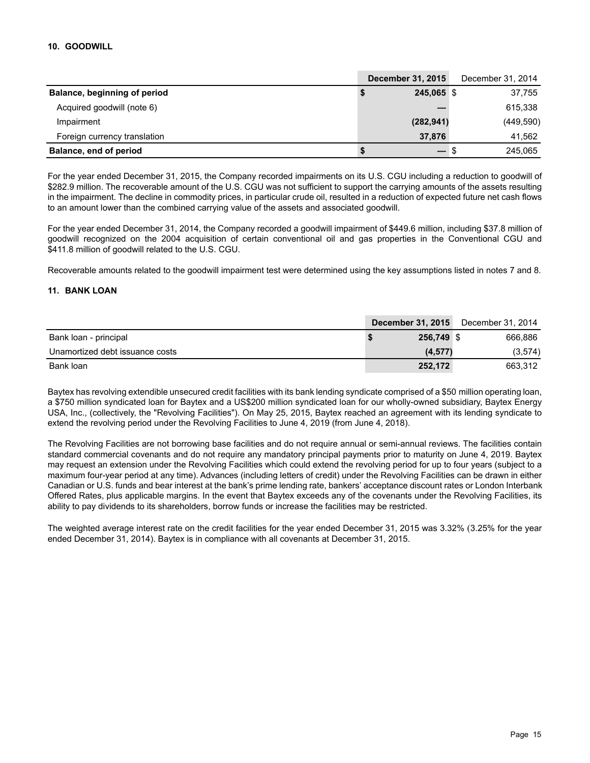## 10. GOODWILL

| | December 31, 2015 | December 31, 2014 |
|---|---|---|
| **Balance, beginning of period** | **$ 245,065** | $ 37,755 |
| Acquired goodwill (note 6) | **—** | 615,338 |
| Impairment | **(282,941)** | (449,590) |
| Foreign currency translation | **37,876** | 41,562 |
| **Balance, end of period** | **$ —** | $ 245,065 |

For the year ended December 31, 2015, the Company recorded impairments on its U.S. CGU including a reduction to goodwill of $282.9 million. The recoverable amount of the U.S. CGU was not sufficient to support the carrying amounts of the assets resulting in the impairment. The decline in commodity prices, in particular crude oil, resulted in a reduction of expected future net cash flows to an amount lower than the combined carrying value of the assets and associated goodwill.

For the year ended December 31, 2014, the Company recorded a goodwill impairment of $449.6 million, including $37.8 million of goodwill recognized on the 2004 acquisition of certain conventional oil and gas properties in the Conventional CGU and $411.8 million of goodwill related to the U.S. CGU.

Recoverable amounts related to the goodwill impairment test were determined using the key assumptions listed in notes 7 and 8.

## 11. BANK LOAN

| | December 31, 2015 | December 31, 2014 |
|---|---|---|
| Bank loan - principal | **$ 256,749** | $ 666,886 |
| Unamortized debt issuance costs | **(4,577)** | (3,574) |
| Bank loan | **252,172** | 663,312 |

Baytex has revolving extendible unsecured credit facilities with its bank lending syndicate comprised of a $50 million operating loan, a $750 million syndicated loan for Baytex and a US$200 million syndicated loan for our wholly-owned subsidiary, Baytex Energy USA, Inc., (collectively, the "Revolving Facilities"). On May 25, 2015, Baytex reached an agreement with its lending syndicate to extend the revolving period under the Revolving Facilities to June 4, 2019 (from June 4, 2018).

The Revolving Facilities are not borrowing base facilities and do not require annual or semi-annual reviews. The facilities contain standard commercial covenants and do not require any mandatory principal payments prior to maturity on June 4, 2019. Baytex may request an extension under the Revolving Facilities which could extend the revolving period for up to four years (subject to a maximum four-year period at any time). Advances (including letters of credit) under the Revolving Facilities can be drawn in either Canadian or U.S. funds and bear interest at the bank's prime lending rate, bankers' acceptance discount rates or London Interbank Offered Rates, plus applicable margins. In the event that Baytex exceeds any of the covenants under the Revolving Facilities, its ability to pay dividends to its shareholders, borrow funds or increase the facilities may be restricted.

The weighted average interest rate on the credit facilities for the year ended December 31, 2015 was 3.32% (3.25% for the year ended December 31, 2014). Baytex is in compliance with all covenants at December 31, 2015.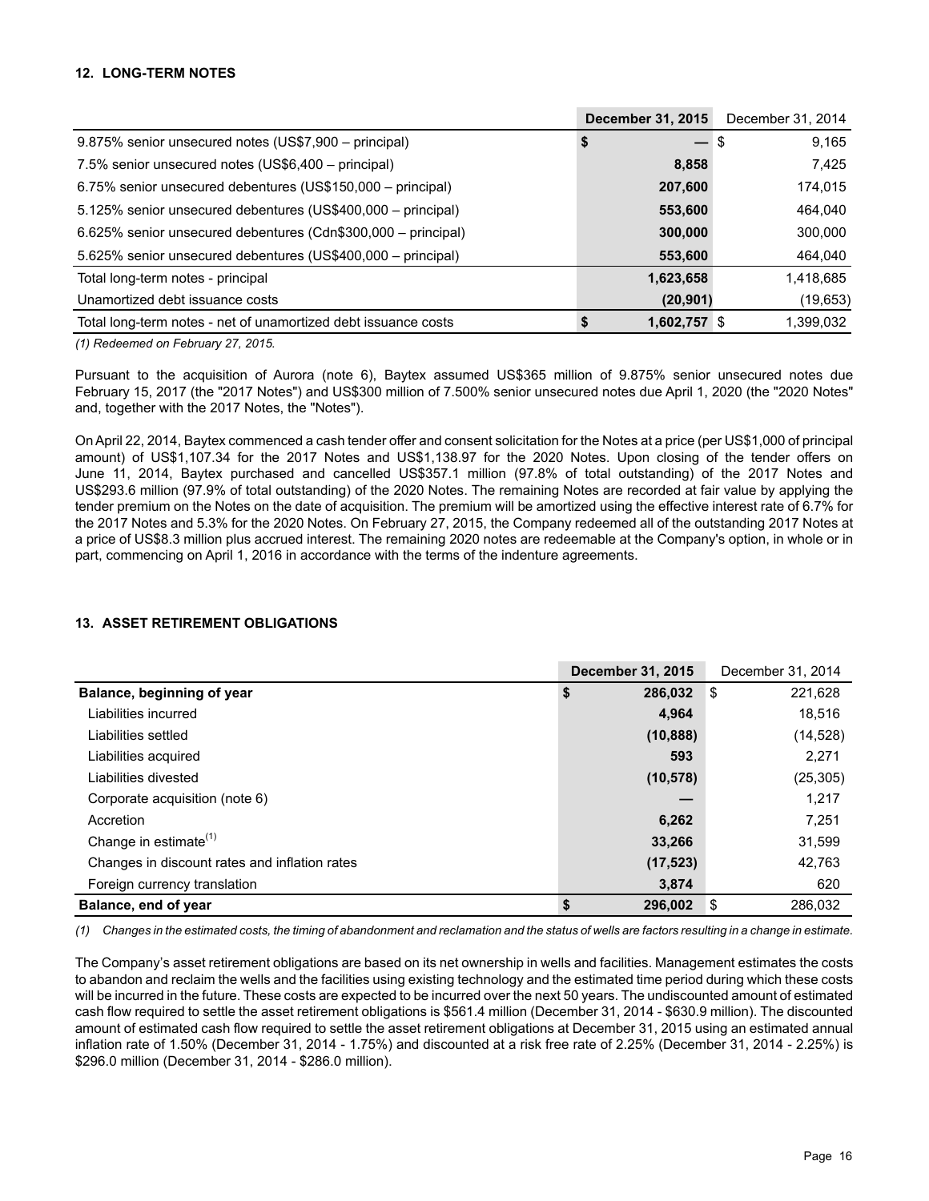## 12. LONG-TERM NOTES

| | December 31, 2015 | December 31, 2014 |
|---|---|---|
| 9.875% senior unsecured notes (US$7,900 – principal) | $ — | $ 9,165 |
| 7.5% senior unsecured notes (US$6,400 – principal) | 8,858 | 7,425 |
| 6.75% senior unsecured debentures (US$150,000 – principal) | 207,600 | 174,015 |
| 5.125% senior unsecured debentures (US$400,000 – principal) | 553,600 | 464,040 |
| 6.625% senior unsecured debentures (Cdn$300,000 – principal) | 300,000 | 300,000 |
| 5.625% senior unsecured debentures (US$400,000 – principal) | 553,600 | 464,040 |
| Total long-term notes - principal | 1,623,658 | 1,418,685 |
| Unamortized debt issuance costs | (20,901) | (19,653) |
| Total long-term notes - net of unamortized debt issuance costs | $ 1,602,757 | $ 1,399,032 |

*(1) Redeemed on February 27, 2015.*

Pursuant to the acquisition of Aurora (note 6), Baytex assumed US$365 million of 9.875% senior unsecured notes due February 15, 2017 (the "2017 Notes") and US$300 million of 7.500% senior unsecured notes due April 1, 2020 (the "2020 Notes" and, together with the 2017 Notes, the "Notes").

On April 22, 2014, Baytex commenced a cash tender offer and consent solicitation for the Notes at a price (per US$1,000 of principal amount) of US$1,107.34 for the 2017 Notes and US$1,138.97 for the 2020 Notes. Upon closing of the tender offers on June 11, 2014, Baytex purchased and cancelled US$357.1 million (97.8% of total outstanding) of the 2017 Notes and US$293.6 million (97.9% of total outstanding) of the 2020 Notes. The remaining Notes are recorded at fair value by applying the tender premium on the Notes on the date of acquisition. The premium will be amortized using the effective interest rate of 6.7% for the 2017 Notes and 5.3% for the 2020 Notes. On February 27, 2015, the Company redeemed all of the outstanding 2017 Notes at a price of US$8.3 million plus accrued interest. The remaining 2020 notes are redeemable at the Company's option, in whole or in part, commencing on April 1, 2016 in accordance with the terms of the indenture agreements.

## 13. ASSET RETIREMENT OBLIGATIONS

| | December 31, 2015 | December 31, 2014 |
|---|---|---|
| **Balance, beginning of year** | $ 286,032 | $ 221,628 |
| Liabilities incurred | 4,964 | 18,516 |
| Liabilities settled | (10,888) | (14,528) |
| Liabilities acquired | 593 | 2,271 |
| Liabilities divested | (10,578) | (25,305) |
| Corporate acquisition (note 6) | — | 1,217 |
| Accretion | 6,262 | 7,251 |
| Change in estimate[1] | 33,266 | 31,599 |
| Changes in discount rates and inflation rates | (17,523) | 42,763 |
| Foreign currency translation | 3,874 | 620 |
| **Balance, end of year** | $ 296,002 | $ 286,032 |

*(1) Changes in the estimated costs, the timing of abandonment and reclamation and the status of wells are factors resulting in a change in estimate.*

The Company's asset retirement obligations are based on its net ownership in wells and facilities. Management estimates the costs to abandon and reclaim the wells and the facilities using existing technology and the estimated time period during which these costs will be incurred in the future. These costs are expected to be incurred over the next 50 years. The undiscounted amount of estimated cash flow required to settle the asset retirement obligations is $561.4 million (December 31, 2014 - $630.9 million). The discounted amount of estimated cash flow required to settle the asset retirement obligations at December 31, 2015 using an estimated annual inflation rate of 1.50% (December 31, 2014 - 1.75%) and discounted at a risk free rate of 2.25% (December 31, 2014 - 2.25%) is $296.0 million (December 31, 2014 - $286.0 million).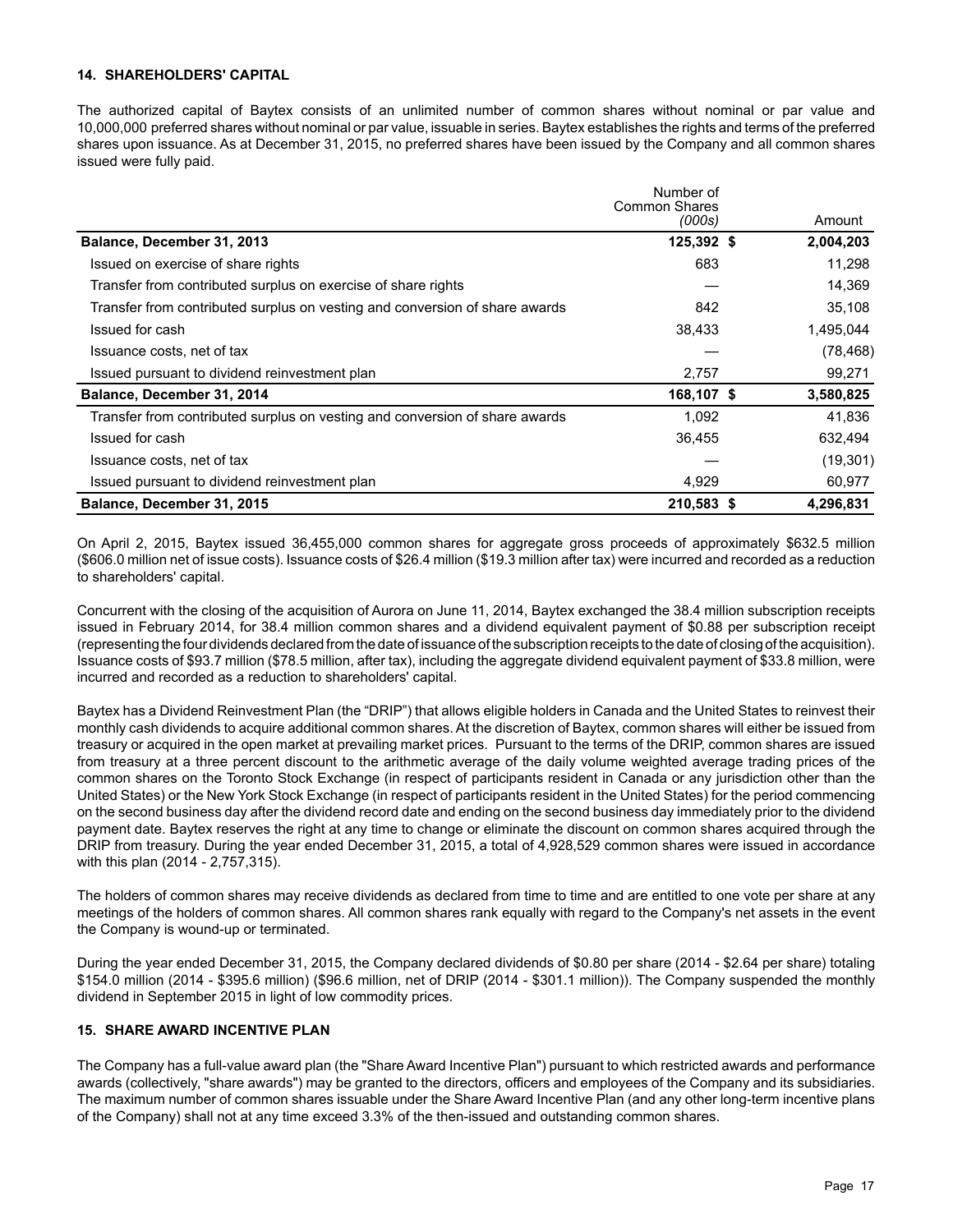## 14. SHAREHOLDERS' CAPITAL

The authorized capital of Baytex consists of an unlimited number of common shares without nominal or par value and 10,000,000 preferred shares without nominal or par value, issuable in series. Baytex establishes the rights and terms of the preferred shares upon issuance. As at December 31, 2015, no preferred shares have been issued by the Company and all common shares issued were fully paid.

| | Number of Common Shares *(000s)* | Amount |
|---|---|---|
| **Balance, December 31, 2013** | **125,392** | **$ 2,004,203** |
| Issued on exercise of share rights | 683 | 11,298 |
| Transfer from contributed surplus on exercise of share rights | — | 14,369 |
| Transfer from contributed surplus on vesting and conversion of share awards | 842 | 35,108 |
| Issued for cash | 38,433 | 1,495,044 |
| Issuance costs, net of tax | — | (78,468) |
| Issued pursuant to dividend reinvestment plan | 2,757 | 99,271 |
| **Balance, December 31, 2014** | **168,107** | **$ 3,580,825** |
| Transfer from contributed surplus on vesting and conversion of share awards | 1,092 | 41,836 |
| Issued for cash | 36,455 | 632,494 |
| Issuance costs, net of tax | — | (19,301) |
| Issued pursuant to dividend reinvestment plan | 4,929 | 60,977 |
| **Balance, December 31, 2015** | **210,583** | **$ 4,296,831** |

On April 2, 2015, Baytex issued 36,455,000 common shares for aggregate gross proceeds of approximately $632.5 million ($606.0 million net of issue costs). Issuance costs of $26.4 million ($19.3 million after tax) were incurred and recorded as a reduction to shareholders' capital.

Concurrent with the closing of the acquisition of Aurora on June 11, 2014, Baytex exchanged the 38.4 million subscription receipts issued in February 2014, for 38.4 million common shares and a dividend equivalent payment of $0.88 per subscription receipt (representing the four dividends declared from the date of issuance of the subscription receipts to the date of closing of the acquisition). Issuance costs of $93.7 million ($78.5 million, after tax), including the aggregate dividend equivalent payment of $33.8 million, were incurred and recorded as a reduction to shareholders' capital.

Baytex has a Dividend Reinvestment Plan (the "DRIP") that allows eligible holders in Canada and the United States to reinvest their monthly cash dividends to acquire additional common shares. At the discretion of Baytex, common shares will either be issued from treasury or acquired in the open market at prevailing market prices. Pursuant to the terms of the DRIP, common shares are issued from treasury at a three percent discount to the arithmetic average of the daily volume weighted average trading prices of the common shares on the Toronto Stock Exchange (in respect of participants resident in Canada or any jurisdiction other than the United States) or the New York Stock Exchange (in respect of participants resident in the United States) for the period commencing on the second business day after the dividend record date and ending on the second business day immediately prior to the dividend payment date. Baytex reserves the right at any time to change or eliminate the discount on common shares acquired through the DRIP from treasury. During the year ended December 31, 2015, a total of 4,928,529 common shares were issued in accordance with this plan (2014 - 2,757,315).

The holders of common shares may receive dividends as declared from time to time and are entitled to one vote per share at any meetings of the holders of common shares. All common shares rank equally with regard to the Company's net assets in the event the Company is wound-up or terminated.

During the year ended December 31, 2015, the Company declared dividends of $0.80 per share (2014 - $2.64 per share) totaling $154.0 million (2014 - $395.6 million) ($96.6 million, net of DRIP (2014 - $301.1 million)). The Company suspended the monthly dividend in September 2015 in light of low commodity prices.

## 15. SHARE AWARD INCENTIVE PLAN

The Company has a full-value award plan (the "Share Award Incentive Plan") pursuant to which restricted awards and performance awards (collectively, "share awards") may be granted to the directors, officers and employees of the Company and its subsidiaries. The maximum number of common shares issuable under the Share Award Incentive Plan (and any other long-term incentive plans of the Company) shall not at any time exceed 3.3% of the then-issued and outstanding common shares.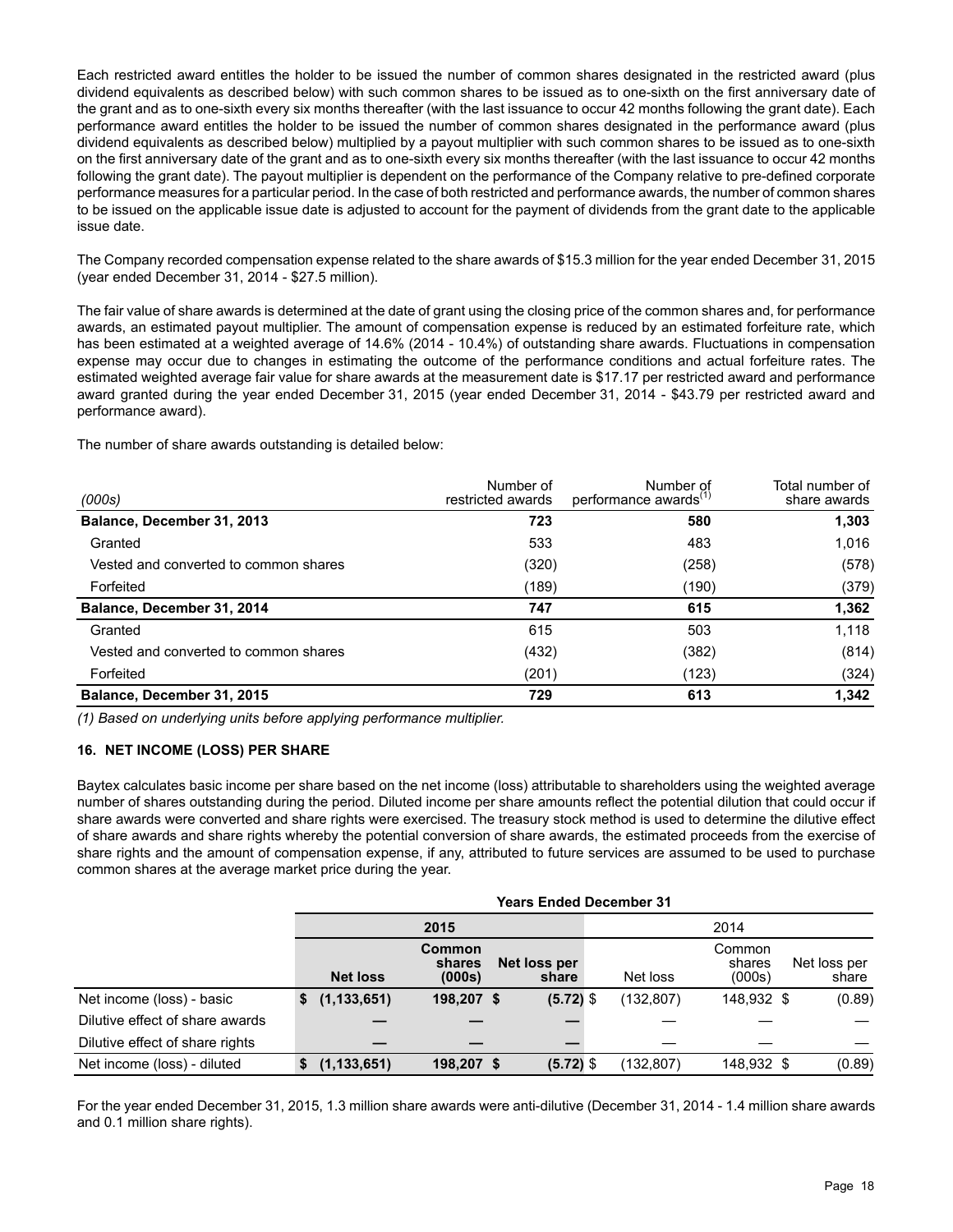Each restricted award entitles the holder to be issued the number of common shares designated in the restricted award (plus dividend equivalents as described below) with such common shares to be issued as to one-sixth on the first anniversary date of the grant and as to one-sixth every six months thereafter (with the last issuance to occur 42 months following the grant date). Each performance award entitles the holder to be issued the number of common shares designated in the performance award (plus dividend equivalents as described below) multiplied by a payout multiplier with such common shares to be issued as to one-sixth on the first anniversary date of the grant and as to one-sixth every six months thereafter (with the last issuance to occur 42 months following the grant date). The payout multiplier is dependent on the performance of the Company relative to pre-defined corporate performance measures for a particular period. In the case of both restricted and performance awards, the number of common shares to be issued on the applicable issue date is adjusted to account for the payment of dividends from the grant date to the applicable issue date.

The Company recorded compensation expense related to the share awards of $15.3 million for the year ended December 31, 2015 (year ended December 31, 2014 - $27.5 million).

The fair value of share awards is determined at the date of grant using the closing price of the common shares and, for performance awards, an estimated payout multiplier. The amount of compensation expense is reduced by an estimated forfeiture rate, which has been estimated at a weighted average of 14.6% (2014 - 10.4%) of outstanding share awards. Fluctuations in compensation expense may occur due to changes in estimating the outcome of the performance conditions and actual forfeiture rates. The estimated weighted average fair value for share awards at the measurement date is $17.17 per restricted award and performance award granted during the year ended December 31, 2015 (year ended December 31, 2014 - $43.79 per restricted award and performance award).

The number of share awards outstanding is detailed below:

| *(000s)* | Number of restricted awards | Number of performance awards[1] | Total number of share awards |
|---|---|---|---|
| **Balance, December 31, 2013** | **723** | **580** | **1,303** |
| Granted | 533 | 483 | 1,016 |
| Vested and converted to common shares | (320) | (258) | (578) |
| Forfeited | (189) | (190) | (379) |
| **Balance, December 31, 2014** | **747** | **615** | **1,362** |
| Granted | 615 | 503 | 1,118 |
| Vested and converted to common shares | (432) | (382) | (814) |
| Forfeited | (201) | (123) | (324) |
| **Balance, December 31, 2015** | **729** | **613** | **1,342** |

*(1) Based on underlying units before applying performance multiplier.*

### 16. NET INCOME (LOSS) PER SHARE

Baytex calculates basic income per share based on the net income (loss) attributable to shareholders using the weighted average number of shares outstanding during the period. Diluted income per share amounts reflect the potential dilution that could occur if share awards were converted and share rights were exercised. The treasury stock method is used to determine the dilutive effect of share awards and share rights whereby the potential conversion of share awards, the estimated proceeds from the exercise of share rights and the amount of compensation expense, if any, attributed to future services are assumed to be used to purchase common shares at the average market price during the year.

| | **Years Ended December 31** | | | | | |
|---|---|---|---|---|---|---|
| | **2015** | | | 2014 | | |
| | **Net loss** | **Common shares (000s)** | **Net loss per share** | Net loss | Common shares (000s) | Net loss per share |
| Net income (loss) - basic | **$ (1,133,651)** | **198,207** | **$ (5.72)** | $ (132,807) | 148,932 | $ (0.89) |
| Dilutive effect of share awards | **—** | **—** | **—** | — | — | — |
| Dilutive effect of share rights | **—** | **—** | **—** | — | — | — |
| Net income (loss) - diluted | **$ (1,133,651)** | **198,207** | **$ (5.72)** | $ (132,807) | 148,932 | $ (0.89) |

For the year ended December 31, 2015, 1.3 million share awards were anti-dilutive (December 31, 2014 - 1.4 million share awards and 0.1 million share rights).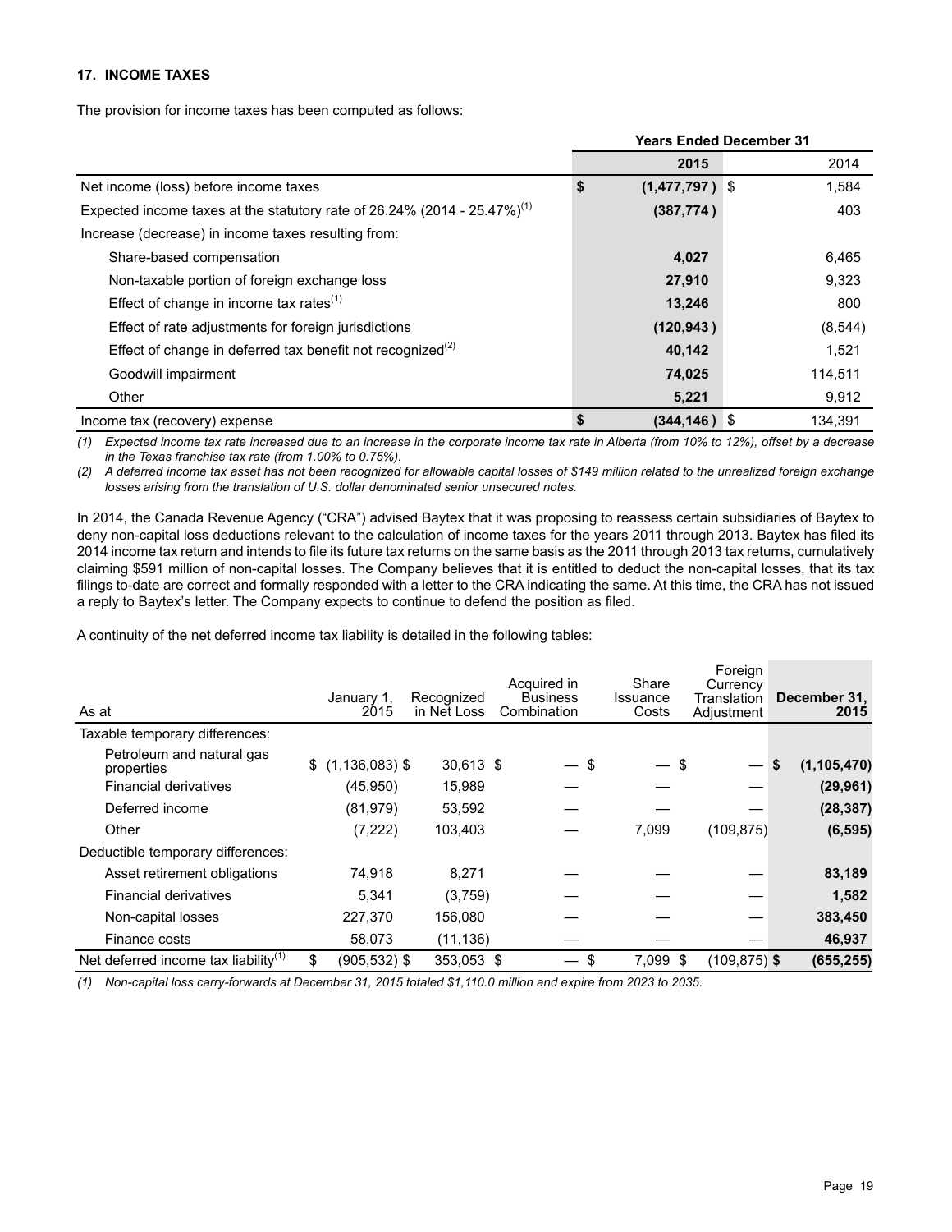### 17. INCOME TAXES

The provision for income taxes has been computed as follows:

| | Years Ended December 31 | |
|---|---|---|
| | **2015** | 2014 |
| Net income (loss) before income taxes | **$ (1,477,797 )** | $ 1,584 |
| Expected income taxes at the statutory rate of 26.24% (2014 - 25.47%)[1] | **(387,774 )** | 403 |
| Increase (decrease) in income taxes resulting from: | | |
| Share-based compensation | **4,027** | 6,465 |
| Non-taxable portion of foreign exchange loss | **27,910** | 9,323 |
| Effect of change in income tax rates[1] | **13,246** | 800 |
| Effect of rate adjustments for foreign jurisdictions | **(120,943 )** | (8,544) |
| Effect of change in deferred tax benefit not recognized[2] | **40,142** | 1,521 |
| Goodwill impairment | **74,025** | 114,511 |
| Other | **5,221** | 9,912 |
| Income tax (recovery) expense | **$ (344,146 )** | $ 134,391 |

*(1) Expected income tax rate increased due to an increase in the corporate income tax rate in Alberta (from 10% to 12%), offset by a decrease in the Texas franchise tax rate (from 1.00% to 0.75%).*

*(2) A deferred income tax asset has not been recognized for allowable capital losses of $149 million related to the unrealized foreign exchange losses arising from the translation of U.S. dollar denominated senior unsecured notes.*

In 2014, the Canada Revenue Agency ("CRA") advised Baytex that it was proposing to reassess certain subsidiaries of Baytex to deny non-capital loss deductions relevant to the calculation of income taxes for the years 2011 through 2013. Baytex has filed its 2014 income tax return and intends to file its future tax returns on the same basis as the 2011 through 2013 tax returns, cumulatively claiming $591 million of non-capital losses. The Company believes that it is entitled to deduct the non-capital losses, that its tax filings to-date are correct and formally responded with a letter to the CRA indicating the same. At this time, the CRA has not issued a reply to Baytex's letter. The Company expects to continue to defend the position as filed.

A continuity of the net deferred income tax liability is detailed in the following tables:

| As at | January 1, 2015 | Recognized in Net Loss | Acquired in Business Combination | Share Issuance Costs | Foreign Currency Translation Adjustment | December 31, 2015 |
|---|---|---|---|---|---|---|
| Taxable temporary differences: | | | | | | |
| Petroleum and natural gas properties | $ (1,136,083) | $ 30,613 | $ — | $ — | $ — | **$ (1,105,470)** |
| Financial derivatives | (45,950) | 15,989 | — | — | — | **(29,961)** |
| Deferred income | (81,979) | 53,592 | — | — | — | **(28,387)** |
| Other | (7,222) | 103,403 | — | 7,099 | (109,875) | **(6,595)** |
| Deductible temporary differences: | | | | | | |
| Asset retirement obligations | 74,918 | 8,271 | — | — | — | **83,189** |
| Financial derivatives | 5,341 | (3,759) | — | — | — | **1,582** |
| Non-capital losses | 227,370 | 156,080 | — | — | — | **383,450** |
| Finance costs | 58,073 | (11,136) | — | — | — | **46,937** |
| Net deferred income tax liability[1] | $ (905,532) | $ 353,053 | $ — | $ 7,099 | $ (109,875) | **$ (655,255)** |

*(1) Non-capital loss carry-forwards at December 31, 2015 totaled $1,110.0 million and expire from 2023 to 2035.*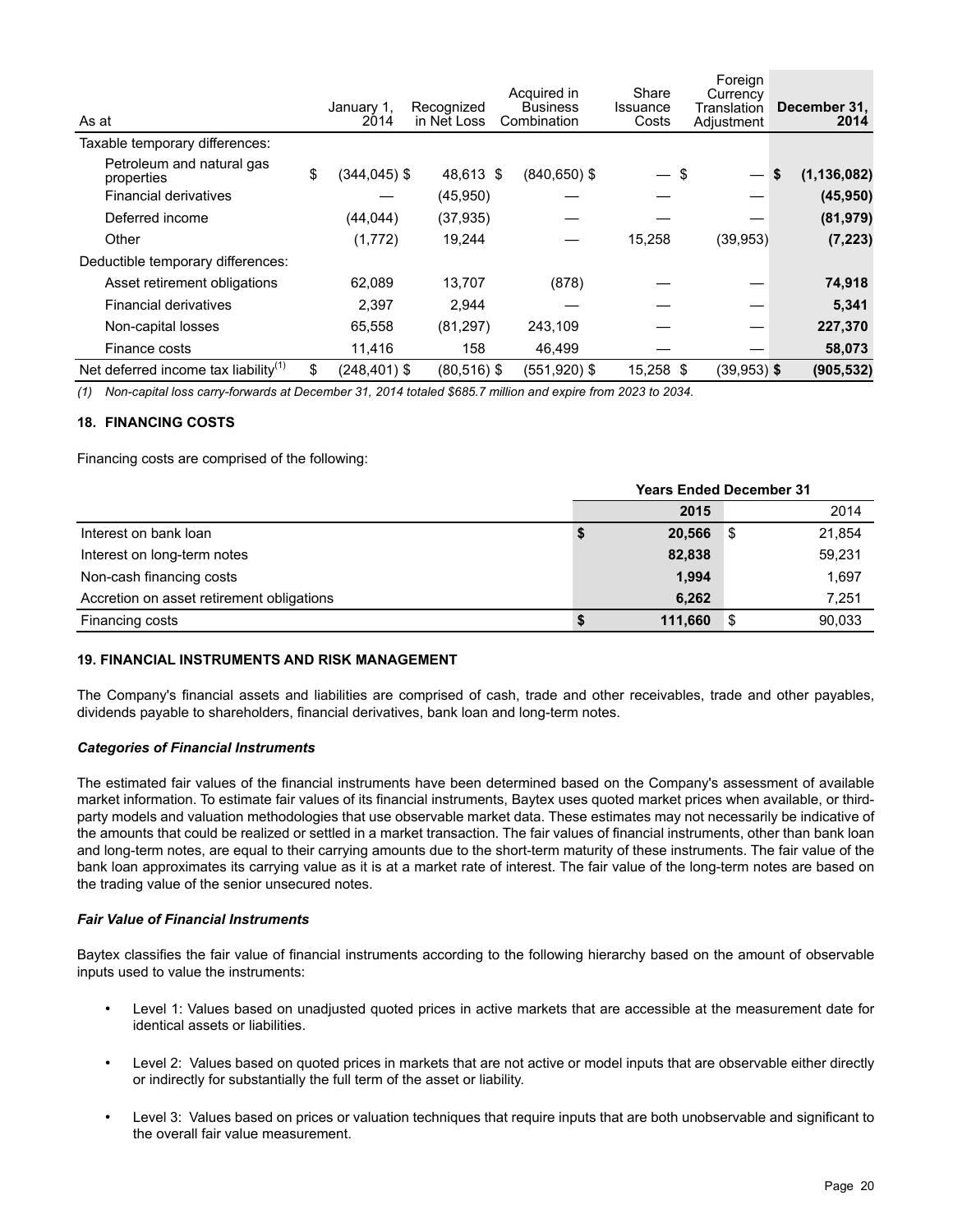| As at | January 1, 2014 | Recognized in Net Loss | Acquired in Business Combination | Share Issuance Costs | Foreign Currency Translation Adjustment | December 31, 2014 |
|---|---|---|---|---|---|---|
| Taxable temporary differences: | | | | | | |
| Petroleum and natural gas properties | $ (344,045) $ | 48,613 $ | (840,650) $ | — $ | — | **$ (1,136,082)** |
| Financial derivatives | — | (45,950) | — | — | — | **(45,950)** |
| Deferred income | (44,044) | (37,935) | — | — | — | **(81,979)** |
| Other | (1,772) | 19,244 | — | 15,258 | (39,953) | **(7,223)** |
| Deductible temporary differences: | | | | | | |
| Asset retirement obligations | 62,089 | 13,707 | (878) | — | — | **74,918** |
| Financial derivatives | 2,397 | 2,944 | — | — | — | **5,341** |
| Non-capital losses | 65,558 | (81,297) | 243,109 | — | — | **227,370** |
| Finance costs | 11,416 | 158 | 46,499 | — | — | **58,073** |
| Net deferred income tax liability[(1)] | $ (248,401) $ | (80,516) $ | (551,920) $ | 15,258 $ | (39,953) | **$ (905,532)** |

*(1) Non-capital loss carry-forwards at December 31, 2014 totaled $685.7 million and expire from 2023 to 2034.*

## 18. FINANCING COSTS

Financing costs are comprised of the following:

| | Years Ended December 31 | |
|---|---|---|
| | **2015** | 2014 |
| Interest on bank loan | **$ 20,566** | $ 21,854 |
| Interest on long-term notes | **82,838** | 59,231 |
| Non-cash financing costs | **1,994** | 1,697 |
| Accretion on asset retirement obligations | **6,262** | 7,251 |
| Financing costs | **$ 111,660** | $ 90,033 |

## 19. FINANCIAL INSTRUMENTS AND RISK MANAGEMENT

The Company's financial assets and liabilities are comprised of cash, trade and other receivables, trade and other payables, dividends payable to shareholders, financial derivatives, bank loan and long-term notes.

### *Categories of Financial Instruments*

The estimated fair values of the financial instruments have been determined based on the Company's assessment of available market information. To estimate fair values of its financial instruments, Baytex uses quoted market prices when available, or third-party models and valuation methodologies that use observable market data. These estimates may not necessarily be indicative of the amounts that could be realized or settled in a market transaction. The fair values of financial instruments, other than bank loan and long-term notes, are equal to their carrying amounts due to the short-term maturity of these instruments. The fair value of the bank loan approximates its carrying value as it is at a market rate of interest. The fair value of the long-term notes are based on the trading value of the senior unsecured notes.

### *Fair Value of Financial Instruments*

Baytex classifies the fair value of financial instruments according to the following hierarchy based on the amount of observable inputs used to value the instruments:

- Level 1: Values based on unadjusted quoted prices in active markets that are accessible at the measurement date for identical assets or liabilities.
- Level 2: Values based on quoted prices in markets that are not active or model inputs that are observable either directly or indirectly for substantially the full term of the asset or liability.
- Level 3: Values based on prices or valuation techniques that require inputs that are both unobservable and significant to the overall fair value measurement.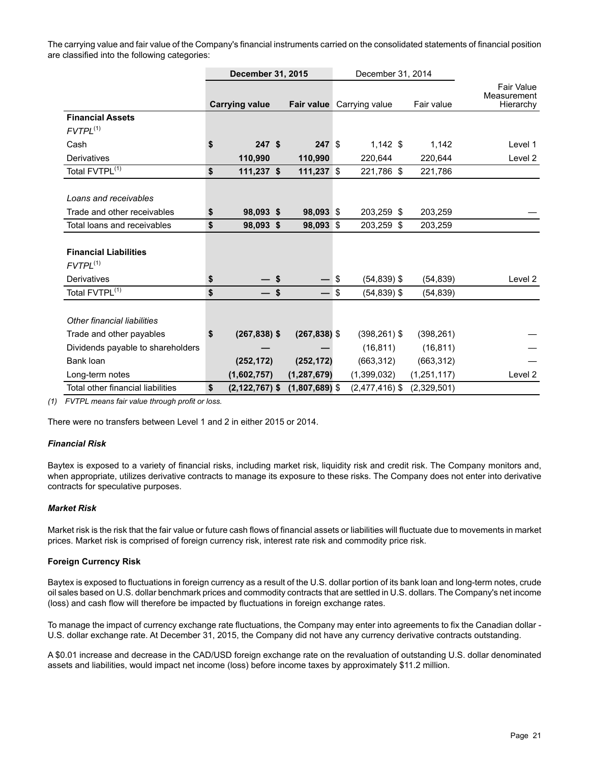The carrying value and fair value of the Company's financial instruments carried on the consolidated statements of financial position are classified into the following categories:

| | December 31, 2015 | | December 31, 2014 | | |
|---|---|---|---|---|---|
| | **Carrying value** | **Fair value** | Carrying value | Fair value | Fair Value Measurement Hierarchy |
| **Financial Assets** | | | | | |
| *FVTPL*[(1)] | | | | | |
| Cash | **$ 247** | **$ 247** | $ 1,142 | $ 1,142 | Level 1 |
| Derivatives | **110,990** | **110,990** | 220,644 | 220,644 | Level 2 |
| Total FVTPL[(1)] | **$ 111,237** | **$ 111,237** | $ 221,786 | $ 221,786 | |
| *Loans and receivables* | | | | | |
| Trade and other receivables | **$ 98,093** | **$ 98,093** | $ 203,259 | $ 203,259 | — |
| Total loans and receivables | **$ 98,093** | **$ 98,093** | $ 203,259 | $ 203,259 | |
| **Financial Liabilities** | | | | | |
| *FVTPL*[(1)] | | | | | |
| Derivatives | **$ —** | **$ —** | $ (54,839) | $ (54,839) | Level 2 |
| Total FVTPL[(1)] | **$ —** | **$ —** | $ (54,839) | $ (54,839) | |
| *Other financial liabilities* | | | | | |
| Trade and other payables | **$ (267,838)** | **$ (267,838)** | $ (398,261) | $ (398,261) | — |
| Dividends payable to shareholders | **—** | **—** | (16,811) | (16,811) | — |
| Bank loan | **(252,172)** | **(252,172)** | (663,312) | (663,312) | — |
| Long-term notes | **(1,602,757)** | **(1,287,679)** | (1,399,032) | (1,251,117) | Level 2 |
| Total other financial liabilities | **$ (2,122,767)** | **$ (1,807,689)** | $ (2,477,416) | $ (2,329,501) | |

*(1) FVTPL means fair value through profit or loss.*

There were no transfers between Level 1 and 2 in either 2015 or 2014.

***Financial Risk***

Baytex is exposed to a variety of financial risks, including market risk, liquidity risk and credit risk. The Company monitors and, when appropriate, utilizes derivative contracts to manage its exposure to these risks. The Company does not enter into derivative contracts for speculative purposes.

***Market Risk***

Market risk is the risk that the fair value or future cash flows of financial assets or liabilities will fluctuate due to movements in market prices. Market risk is comprised of foreign currency risk, interest rate risk and commodity price risk.

**Foreign Currency Risk**

Baytex is exposed to fluctuations in foreign currency as a result of the U.S. dollar portion of its bank loan and long-term notes, crude oil sales based on U.S. dollar benchmark prices and commodity contracts that are settled in U.S. dollars. The Company's net income (loss) and cash flow will therefore be impacted by fluctuations in foreign exchange rates.

To manage the impact of currency exchange rate fluctuations, the Company may enter into agreements to fix the Canadian dollar - U.S. dollar exchange rate. At December 31, 2015, the Company did not have any currency derivative contracts outstanding.

A $0.01 increase and decrease in the CAD/USD foreign exchange rate on the revaluation of outstanding U.S. dollar denominated assets and liabilities, would impact net income (loss) before income taxes by approximately $11.2 million.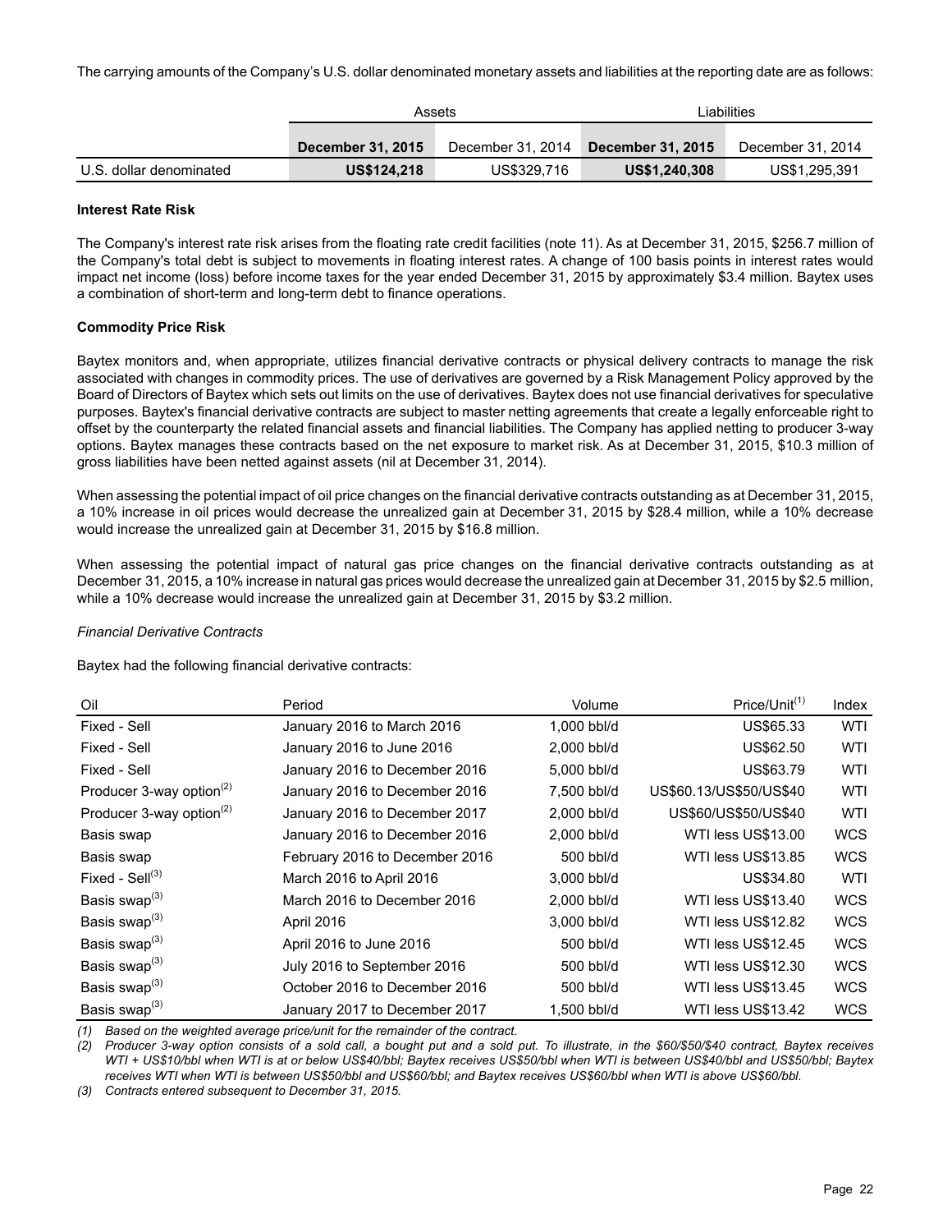The carrying amounts of the Company's U.S. dollar denominated monetary assets and liabilities at the reporting date are as follows:

| | Assets | | Liabilities | |
|---|---|---|---|---|
| | **December 31, 2015** | December 31, 2014 | **December 31, 2015** | December 31, 2014 |
| U.S. dollar denominated | **US$124,218** | US$329,716 | **US$1,240,308** | US$1,295,391 |

**Interest Rate Risk**

The Company's interest rate risk arises from the floating rate credit facilities (note 11). As at December 31, 2015, $256.7 million of the Company's total debt is subject to movements in floating interest rates. A change of 100 basis points in interest rates would impact net income (loss) before income taxes for the year ended December 31, 2015 by approximately $3.4 million. Baytex uses a combination of short-term and long-term debt to finance operations.

**Commodity Price Risk**

Baytex monitors and, when appropriate, utilizes financial derivative contracts or physical delivery contracts to manage the risk associated with changes in commodity prices. The use of derivatives are governed by a Risk Management Policy approved by the Board of Directors of Baytex which sets out limits on the use of derivatives. Baytex does not use financial derivatives for speculative purposes. Baytex's financial derivative contracts are subject to master netting agreements that create a legally enforceable right to offset by the counterparty the related financial assets and financial liabilities. The Company has applied netting to producer 3-way options. Baytex manages these contracts based on the net exposure to market risk. As at December 31, 2015, $10.3 million of gross liabilities have been netted against assets (nil at December 31, 2014).

When assessing the potential impact of oil price changes on the financial derivative contracts outstanding as at December 31, 2015, a 10% increase in oil prices would decrease the unrealized gain at December 31, 2015 by $28.4 million, while a 10% decrease would increase the unrealized gain at December 31, 2015 by $16.8 million.

When assessing the potential impact of natural gas price changes on the financial derivative contracts outstanding as at December 31, 2015, a 10% increase in natural gas prices would decrease the unrealized gain at December 31, 2015 by $2.5 million, while a 10% decrease would increase the unrealized gain at December 31, 2015 by $3.2 million.

*Financial Derivative Contracts*

Baytex had the following financial derivative contracts:

| Oil | Period | Volume | Price/Unit[(1)] | Index |
|---|---|---|---|---|
| Fixed - Sell | January 2016 to March 2016 | 1,000 bbl/d | US$65.33 | WTI |
| Fixed - Sell | January 2016 to June 2016 | 2,000 bbl/d | US$62.50 | WTI |
| Fixed - Sell | January 2016 to December 2016 | 5,000 bbl/d | US$63.79 | WTI |
| Producer 3-way option[(2)] | January 2016 to December 2016 | 7,500 bbl/d | US$60.13/US$50/US$40 | WTI |
| Producer 3-way option[(2)] | January 2016 to December 2017 | 2,000 bbl/d | US$60/US$50/US$40 | WTI |
| Basis swap | January 2016 to December 2016 | 2,000 bbl/d | WTI less US$13.00 | WCS |
| Basis swap | February 2016 to December 2016 | 500 bbl/d | WTI less US$13.85 | WCS |
| Fixed - Sell[(3)] | March 2016 to April 2016 | 3,000 bbl/d | US$34.80 | WTI |
| Basis swap[(3)] | March 2016 to December 2016 | 2,000 bbl/d | WTI less US$13.40 | WCS |
| Basis swap[(3)] | April 2016 | 3,000 bbl/d | WTI less US$12.82 | WCS |
| Basis swap[(3)] | April 2016 to June 2016 | 500 bbl/d | WTI less US$12.45 | WCS |
| Basis swap[(3)] | July 2016 to September 2016 | 500 bbl/d | WTI less US$12.30 | WCS |
| Basis swap[(3)] | October 2016 to December 2016 | 500 bbl/d | WTI less US$13.45 | WCS |
| Basis swap[(3)] | January 2017 to December 2017 | 1,500 bbl/d | WTI less US$13.42 | WCS |

*(1) Based on the weighted average price/unit for the remainder of the contract.*

*(2) Producer 3-way option consists of a sold call, a bought put and a sold put. To illustrate, in the $60/$50/$40 contract, Baytex receives WTI + US$10/bbl when WTI is at or below US$40/bbl; Baytex receives US$50/bbl when WTI is between US$40/bbl and US$50/bbl; Baytex receives WTI when WTI is between US$50/bbl and US$60/bbl; and Baytex receives US$60/bbl when WTI is above US$60/bbl.*

*(3) Contracts entered subsequent to December 31, 2015.*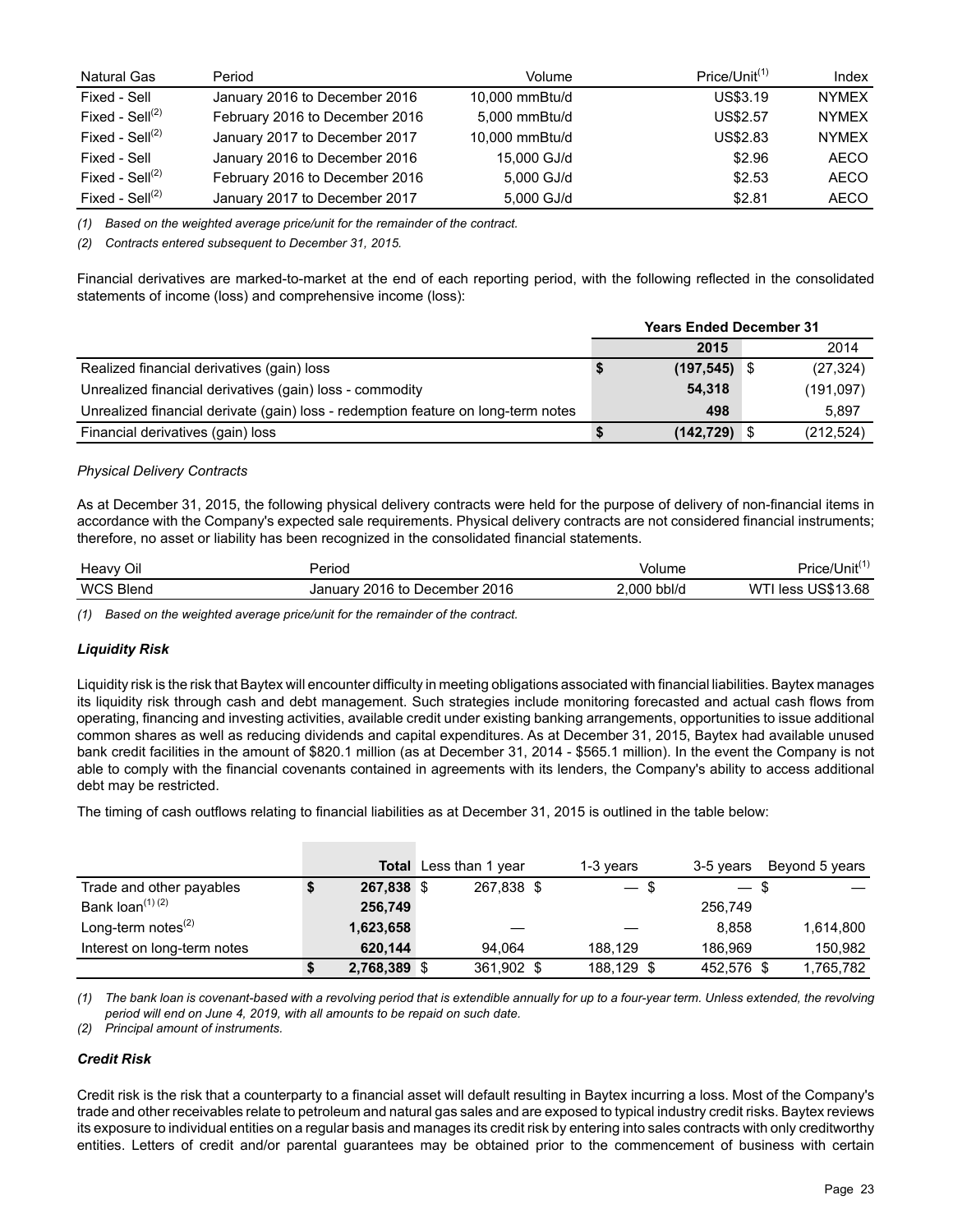| Natural Gas | Period | Volume | Price/Unit[(1)] | Index |
|---|---|---|---|---|
| Fixed - Sell | January 2016 to December 2016 | 10,000 mmBtu/d | US$3.19 | NYMEX |
| Fixed - Sell[(2)] | February 2016 to December 2016 | 5,000 mmBtu/d | US$2.57 | NYMEX |
| Fixed - Sell[(2)] | January 2017 to December 2017 | 10,000 mmBtu/d | US$2.83 | NYMEX |
| Fixed - Sell | January 2016 to December 2016 | 15,000 GJ/d | $2.96 | AECO |
| Fixed - Sell[(2)] | February 2016 to December 2016 | 5,000 GJ/d | $2.53 | AECO |
| Fixed - Sell[(2)] | January 2017 to December 2017 | 5,000 GJ/d | $2.81 | AECO |

*(1) Based on the weighted average price/unit for the remainder of the contract.*

*(2) Contracts entered subsequent to December 31, 2015.*

Financial derivatives are marked-to-market at the end of each reporting period, with the following reflected in the consolidated statements of income (loss) and comprehensive income (loss):

| | Years Ended December 31 | |
|---|---|---|
| | **2015** | 2014 |
| Realized financial derivatives (gain) loss | **$ (197,545)** | $ (27,324) |
| Unrealized financial derivatives (gain) loss - commodity | **54,318** | (191,097) |
| Unrealized financial derivate (gain) loss - redemption feature on long-term notes | **498** | 5,897 |
| Financial derivatives (gain) loss | **$ (142,729)** | $ (212,524) |

*Physical Delivery Contracts*

As at December 31, 2015, the following physical delivery contracts were held for the purpose of delivery of non-financial items in accordance with the Company's expected sale requirements. Physical delivery contracts are not considered financial instruments; therefore, no asset or liability has been recognized in the consolidated financial statements.

| Heavy Oil | Period | Volume | Price/Unit[(1)] |
|---|---|---|---|
| WCS Blend | January 2016 to December 2016 | 2,000 bbl/d | WTI less US$13.68 |

*(1) Based on the weighted average price/unit for the remainder of the contract.*

***Liquidity Risk***

Liquidity risk is the risk that Baytex will encounter difficulty in meeting obligations associated with financial liabilities. Baytex manages its liquidity risk through cash and debt management. Such strategies include monitoring forecasted and actual cash flows from operating, financing and investing activities, available credit under existing banking arrangements, opportunities to issue additional common shares as well as reducing dividends and capital expenditures. As at December 31, 2015, Baytex had available unused bank credit facilities in the amount of $820.1 million (as at December 31, 2014 - $565.1 million). In the event the Company is not able to comply with the financial covenants contained in agreements with its lenders, the Company's ability to access additional debt may be restricted.

The timing of cash outflows relating to financial liabilities as at December 31, 2015 is outlined in the table below:

| | **Total** | Less than 1 year | 1-3 years | 3-5 years | Beyond 5 years |
|---|---|---|---|---|---|
| Trade and other payables | **$ 267,838** | $ 267,838 | $ — | $ — | $ — |
| Bank loan[(1) (2)] | **256,749** | | | 256,749 | |
| Long-term notes[(2)] | **1,623,658** | — | — | 8,858 | 1,614,800 |
| Interest on long-term notes | **620,144** | 94,064 | 188,129 | 186,969 | 150,982 |
| | **$ 2,768,389** | $ 361,902 | $ 188,129 | $ 452,576 | $ 1,765,782 |

*(1) The bank loan is covenant-based with a revolving period that is extendible annually for up to a four-year term. Unless extended, the revolving period will end on June 4, 2019, with all amounts to be repaid on such date.*

*(2) Principal amount of instruments.*

***Credit Risk***

Credit risk is the risk that a counterparty to a financial asset will default resulting in Baytex incurring a loss. Most of the Company's trade and other receivables relate to petroleum and natural gas sales and are exposed to typical industry credit risks. Baytex reviews its exposure to individual entities on a regular basis and manages its credit risk by entering into sales contracts with only creditworthy entities. Letters of credit and/or parental guarantees may be obtained prior to the commencement of business with certain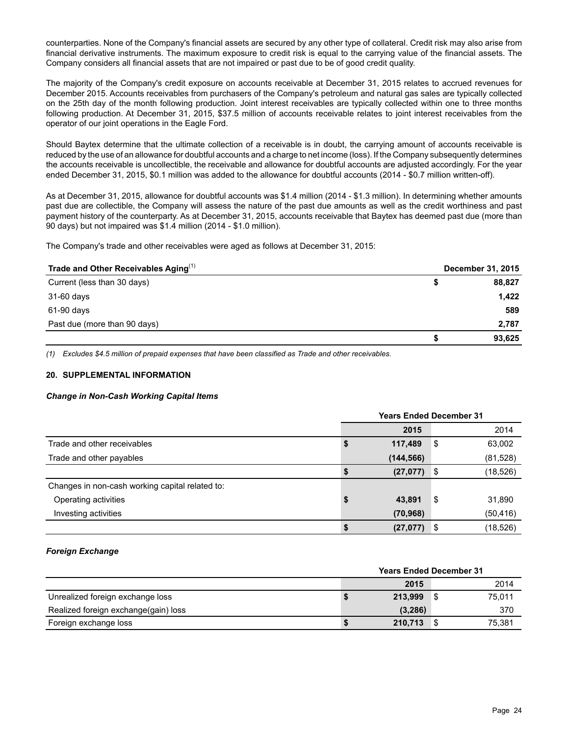counterparties. None of the Company's financial assets are secured by any other type of collateral. Credit risk may also arise from financial derivative instruments. The maximum exposure to credit risk is equal to the carrying value of the financial assets. The Company considers all financial assets that are not impaired or past due to be of good credit quality.

The majority of the Company's credit exposure on accounts receivable at December 31, 2015 relates to accrued revenues for December 2015. Accounts receivables from purchasers of the Company's petroleum and natural gas sales are typically collected on the 25th day of the month following production. Joint interest receivables are typically collected within one to three months following production. At December 31, 2015, $37.5 million of accounts receivable relates to joint interest receivables from the operator of our joint operations in the Eagle Ford.

Should Baytex determine that the ultimate collection of a receivable is in doubt, the carrying amount of accounts receivable is reduced by the use of an allowance for doubtful accounts and a charge to net income (loss). If the Company subsequently determines the accounts receivable is uncollectible, the receivable and allowance for doubtful accounts are adjusted accordingly. For the year ended December 31, 2015, $0.1 million was added to the allowance for doubtful accounts (2014 - $0.7 million written-off).

As at December 31, 2015, allowance for doubtful accounts was $1.4 million (2014 - $1.3 million). In determining whether amounts past due are collectible, the Company will assess the nature of the past due amounts as well as the credit worthiness and past payment history of the counterparty. As at December 31, 2015, accounts receivable that Baytex has deemed past due (more than 90 days) but not impaired was $1.4 million (2014 - $1.0 million).

The Company's trade and other receivables were aged as follows at December 31, 2015:

| Trade and Other Receivables Aging[(1)] | | December 31, 2015 |
|---|---|---|
| Current (less than 30 days) | $ | 88,827 |
| 31-60 days | | 1,422 |
| 61-90 days | | 589 |
| Past due (more than 90 days) | | 2,787 |
| | $ | 93,625 |

*(1) Excludes $4.5 million of prepaid expenses that have been classified as Trade and other receivables.*

#### 20. SUPPLEMENTAL INFORMATION

***Change in Non-Cash Working Capital Items***

| | Years Ended December 31 | | | |
|---|---|---|---|---|
| | | 2015 | | 2014 |
| Trade and other receivables | $ | 117,489 | $ | 63,002 |
| Trade and other payables | | (144,566) | | (81,528) |
| | $ | (27,077) | $ | (18,526) |
| Changes in non-cash working capital related to: | | | | |
| Operating activities | $ | 43,891 | $ | 31,890 |
| Investing activities | | (70,968) | | (50,416) |
| | $ | (27,077) | $ | (18,526) |

***Foreign Exchange***

| | Years Ended December 31 | | | |
|---|---|---|---|---|
| | | 2015 | | 2014 |
| Unrealized foreign exchange loss | $ | 213,999 | $ | 75,011 |
| Realized foreign exchange(gain) loss | | (3,286) | | 370 |
| Foreign exchange loss | $ | 210,713 | $ | 75,381 |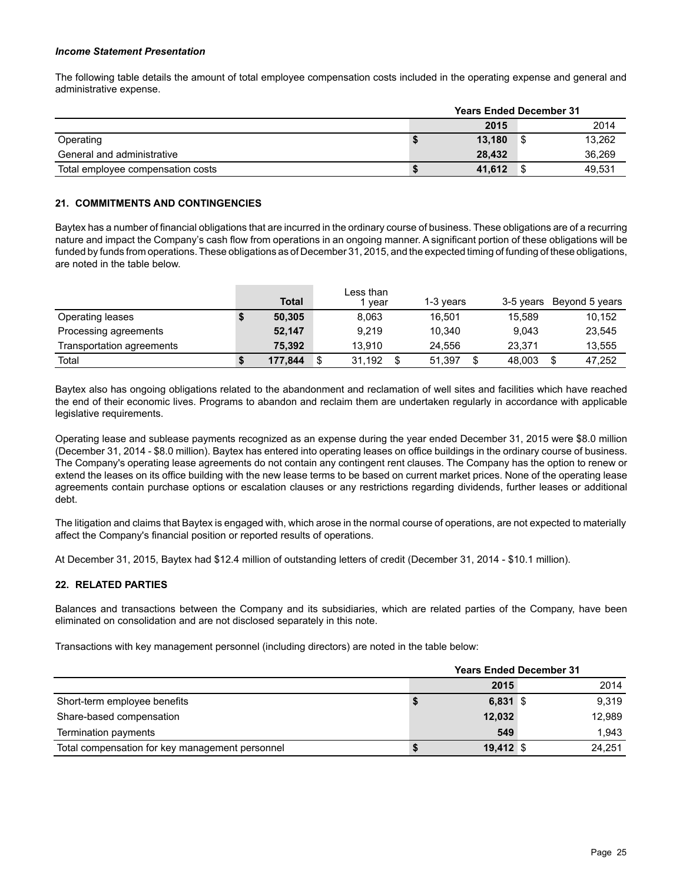***Income Statement Presentation***

The following table details the amount of total employee compensation costs included in the operating expense and general and administrative expense.

| | Years Ended December 31 | |
|---|---|---|
| | **2015** | 2014 |
| Operating | **$ 13,180** | $ 13,262 |
| General and administrative | **28,432** | 36,269 |
| Total employee compensation costs | **$ 41,612** | $ 49,531 |

## 21. COMMITMENTS AND CONTINGENCIES

Baytex has a number of financial obligations that are incurred in the ordinary course of business. These obligations are of a recurring nature and impact the Company's cash flow from operations in an ongoing manner. A significant portion of these obligations will be funded by funds from operations. These obligations as of December 31, 2015, and the expected timing of funding of these obligations, are noted in the table below.

| | **Total** | Less than 1 year | 1-3 years | 3-5 years | Beyond 5 years |
|---|---|---|---|---|---|
| Operating leases | **$ 50,305** | 8,063 | 16,501 | 15,589 | 10,152 |
| Processing agreements | **52,147** | 9,219 | 10,340 | 9,043 | 23,545 |
| Transportation agreements | **75,392** | 13,910 | 24,556 | 23,371 | 13,555 |
| Total | **$ 177,844** | $ 31,192 | $ 51,397 | $ 48,003 | $ 47,252 |

Baytex also has ongoing obligations related to the abandonment and reclamation of well sites and facilities which have reached the end of their economic lives. Programs to abandon and reclaim them are undertaken regularly in accordance with applicable legislative requirements.

Operating lease and sublease payments recognized as an expense during the year ended December 31, 2015 were $8.0 million (December 31, 2014 - $8.0 million). Baytex has entered into operating leases on office buildings in the ordinary course of business. The Company's operating lease agreements do not contain any contingent rent clauses. The Company has the option to renew or extend the leases on its office building with the new lease terms to be based on current market prices. None of the operating lease agreements contain purchase options or escalation clauses or any restrictions regarding dividends, further leases or additional debt.

The litigation and claims that Baytex is engaged with, which arose in the normal course of operations, are not expected to materially affect the Company's financial position or reported results of operations.

At December 31, 2015, Baytex had $12.4 million of outstanding letters of credit (December 31, 2014 - $10.1 million).

## 22. RELATED PARTIES

Balances and transactions between the Company and its subsidiaries, which are related parties of the Company, have been eliminated on consolidation and are not disclosed separately in this note.

Transactions with key management personnel (including directors) are noted in the table below:

| | Years Ended December 31 | |
|---|---|---|
| | **2015** | 2014 |
| Short-term employee benefits | **$ 6,831** | $ 9,319 |
| Share-based compensation | **12,032** | 12,989 |
| Termination payments | **549** | 1,943 |
| Total compensation for key management personnel | **$ 19,412** | $ 24,251 |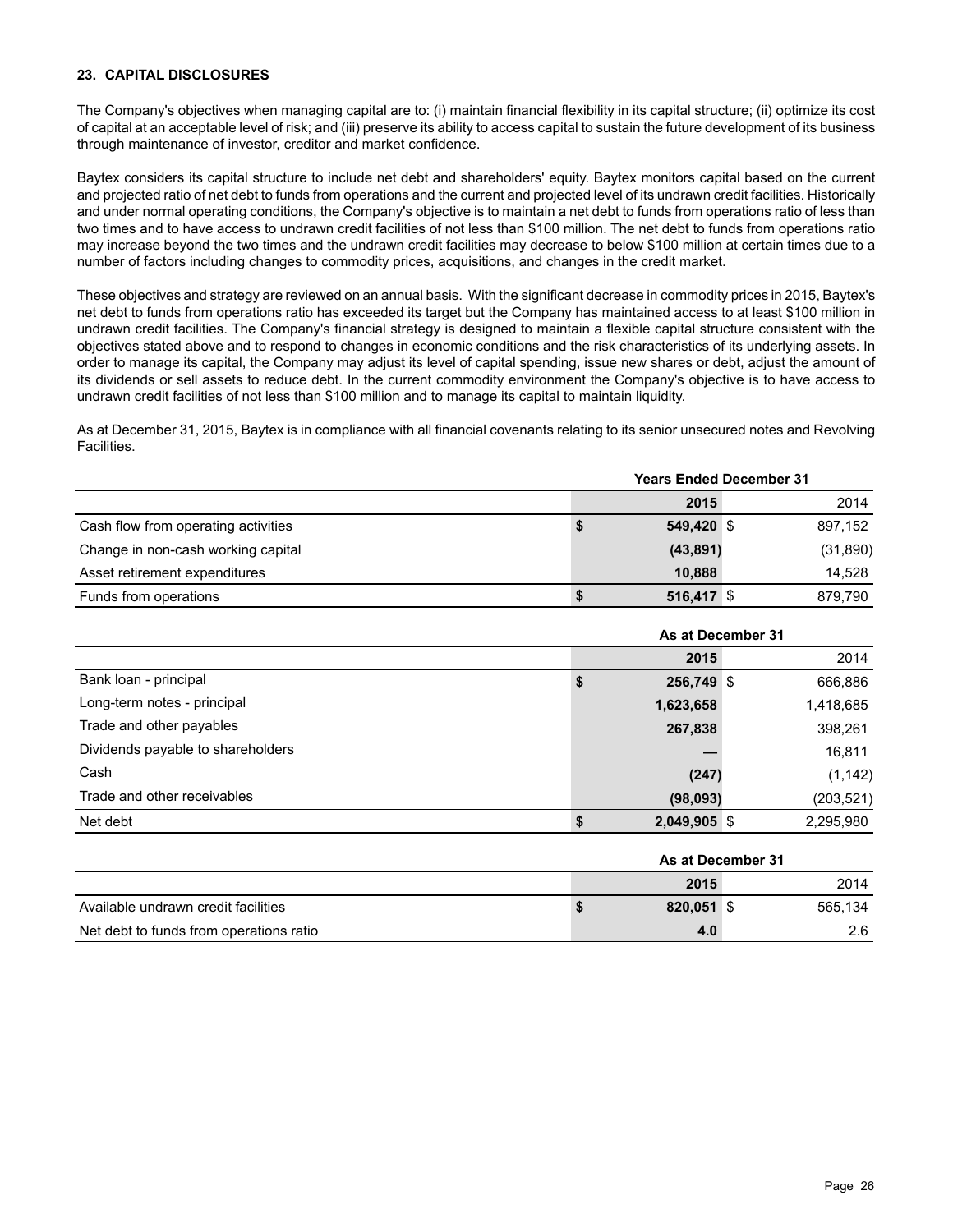## 23. CAPITAL DISCLOSURES

The Company's objectives when managing capital are to: (i) maintain financial flexibility in its capital structure; (ii) optimize its cost of capital at an acceptable level of risk; and (iii) preserve its ability to access capital to sustain the future development of its business through maintenance of investor, creditor and market confidence.

Baytex considers its capital structure to include net debt and shareholders' equity. Baytex monitors capital based on the current and projected ratio of net debt to funds from operations and the current and projected level of its undrawn credit facilities. Historically and under normal operating conditions, the Company's objective is to maintain a net debt to funds from operations ratio of less than two times and to have access to undrawn credit facilities of not less than $100 million. The net debt to funds from operations ratio may increase beyond the two times and the undrawn credit facilities may decrease to below $100 million at certain times due to a number of factors including changes to commodity prices, acquisitions, and changes in the credit market.

These objectives and strategy are reviewed on an annual basis. With the significant decrease in commodity prices in 2015, Baytex's net debt to funds from operations ratio has exceeded its target but the Company has maintained access to at least $100 million in undrawn credit facilities. The Company's financial strategy is designed to maintain a flexible capital structure consistent with the objectives stated above and to respond to changes in economic conditions and the risk characteristics of its underlying assets. In order to manage its capital, the Company may adjust its level of capital spending, issue new shares or debt, adjust the amount of its dividends or sell assets to reduce debt. In the current commodity environment the Company's objective is to have access to undrawn credit facilities of not less than $100 million and to manage its capital to maintain liquidity.

As at December 31, 2015, Baytex is in compliance with all financial covenants relating to its senior unsecured notes and Revolving Facilities.

| | Years Ended December 31 | |
|---|---|---|
| | **2015** | 2014 |
| Cash flow from operating activities | **$ 549,420** | $ 897,152 |
| Change in non-cash working capital | **(43,891)** | (31,890) |
| Asset retirement expenditures | **10,888** | 14,528 |
| Funds from operations | **$ 516,417** | $ 879,790 |

| | As at December 31 | |
|---|---|---|
| | **2015** | 2014 |
| Bank loan - principal | **$ 256,749** | $ 666,886 |
| Long-term notes - principal | **1,623,658** | 1,418,685 |
| Trade and other payables | **267,838** | 398,261 |
| Dividends payable to shareholders | **—** | 16,811 |
| Cash | **(247)** | (1,142) |
| Trade and other receivables | **(98,093)** | (203,521) |
| Net debt | **$ 2,049,905** | $ 2,295,980 |

| | As at December 31 | |
|---|---|---|
| | **2015** | 2014 |
| Available undrawn credit facilities | **$ 820,051** | $ 565,134 |
| Net debt to funds from operations ratio | **4.0** | 2.6 |